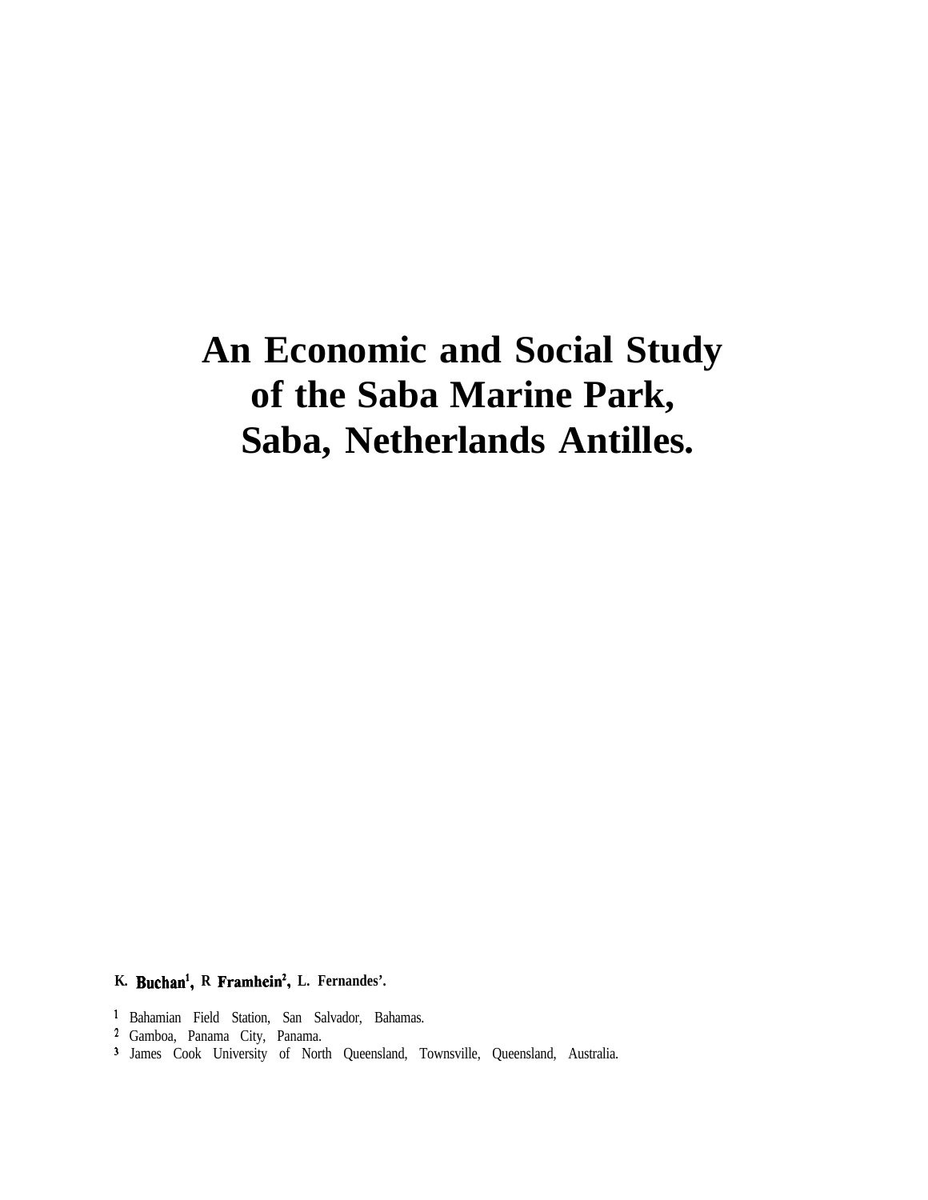# An Economic and Social Study of the Saba Marine Park, Saba, Netherlands Antilles.

**K. Buchan[1], R Framhein[2], L. Fernandes’.**

[1] Bahamian Field Station, San Salvador, Bahamas.
[2] Gamboa, Panama City, Panama.
[3] James Cook University of North Queensland, Townsville, Queensland, Australia.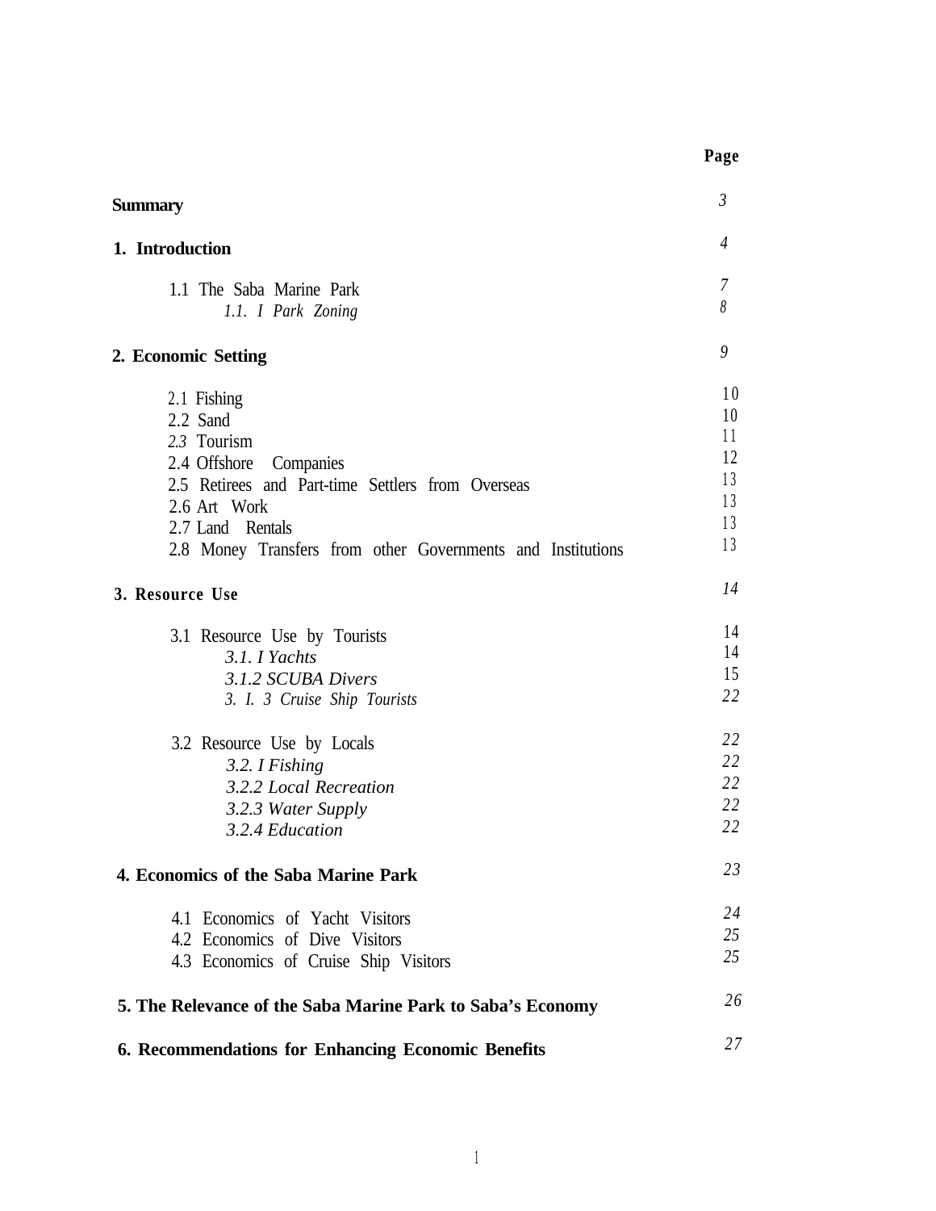| | Page |
|---|---|
| **Summary** | 3 |
| **1. Introduction** | 4 |
| 1.1 The Saba Marine Park | 7 |
| *1.1. I Park Zoning* | 8 |
| **2. Economic Setting** | 9 |
| 2.1 Fishing | 10 |
| 2.2 Sand | 10 |
| 2.3 Tourism | 11 |
| 2.4 Offshore Companies | 12 |
| 2.5 Retirees and Part-time Settlers from Overseas | 13 |
| 2.6 Art Work | 13 |
| 2.7 Land Rentals | 13 |
| 2.8 Money Transfers from other Governments and Institutions | 13 |
| **3. Resource Use** | 14 |
| 3.1 Resource Use by Tourists | 14 |
| *3.1. I Yachts* | 14 |
| *3.1.2 SCUBA Divers* | 15 |
| *3. I. 3 Cruise Ship Tourists* | 22 |
| 3.2 Resource Use by Locals | 22 |
| *3.2. I Fishing* | 22 |
| *3.2.2 Local Recreation* | 22 |
| *3.2.3 Water Supply* | 22 |
| *3.2.4 Education* | 22 |
| **4. Economics of the Saba Marine Park** | 23 |
| 4.1 Economics of Yacht Visitors | 24 |
| 4.2 Economics of Dive Visitors | 25 |
| 4.3 Economics of Cruise Ship Visitors | 25 |
| **5. The Relevance of the Saba Marine Park to Saba's Economy** | 26 |
| **6. Recommendations for Enhancing Economic Benefits** | 27 |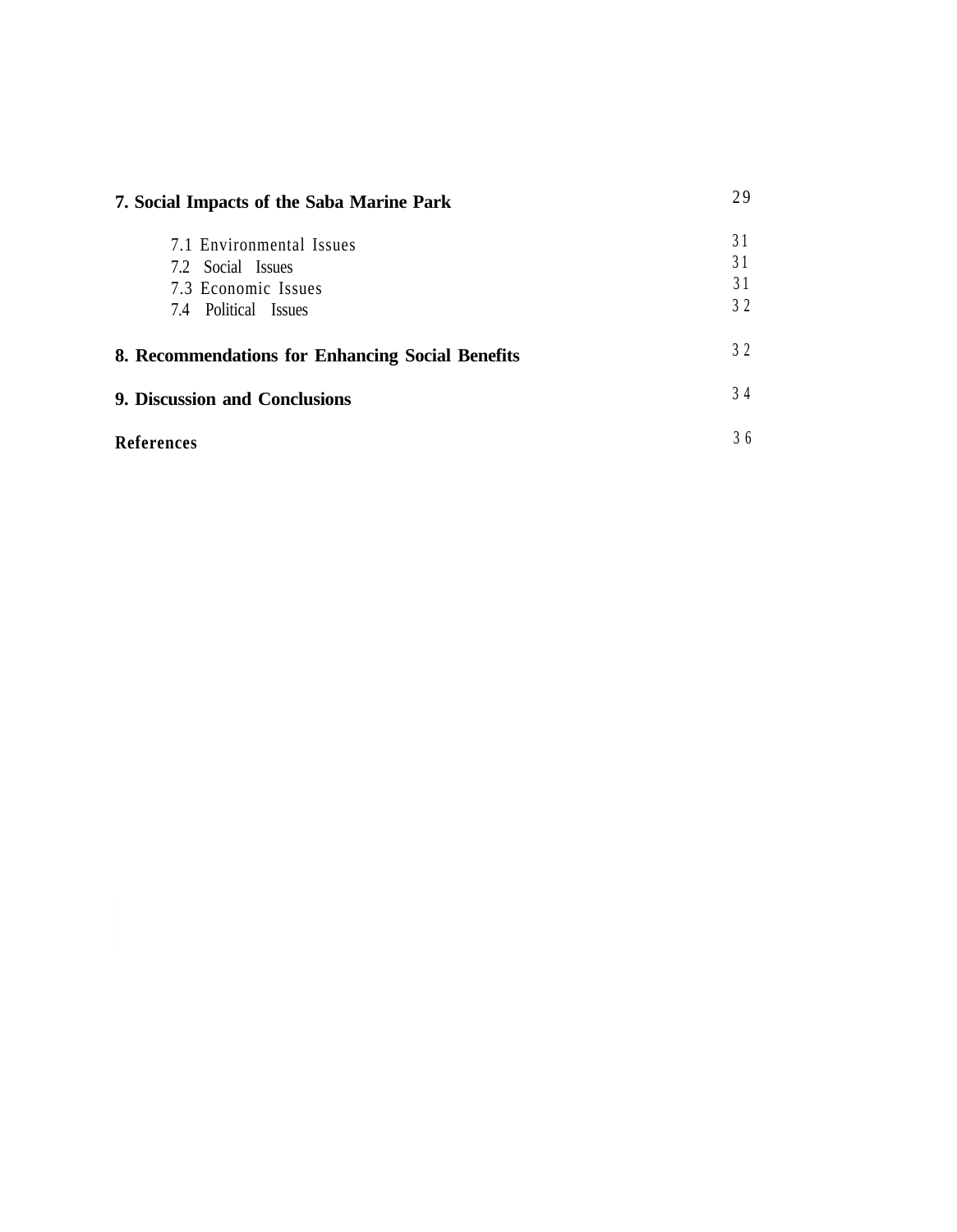| | |
|---|---|
| **7. Social Impacts of the Saba Marine Park** | 29 |
| 7.1 Environmental Issues | 31 |
| 7.2 Social Issues | 31 |
| 7.3 Economic Issues | 31 |
| 7.4 Political Issues | 32 |
| **8. Recommendations for Enhancing Social Benefits** | 32 |
| **9. Discussion and Conclusions** | 34 |
| **References** | 36 |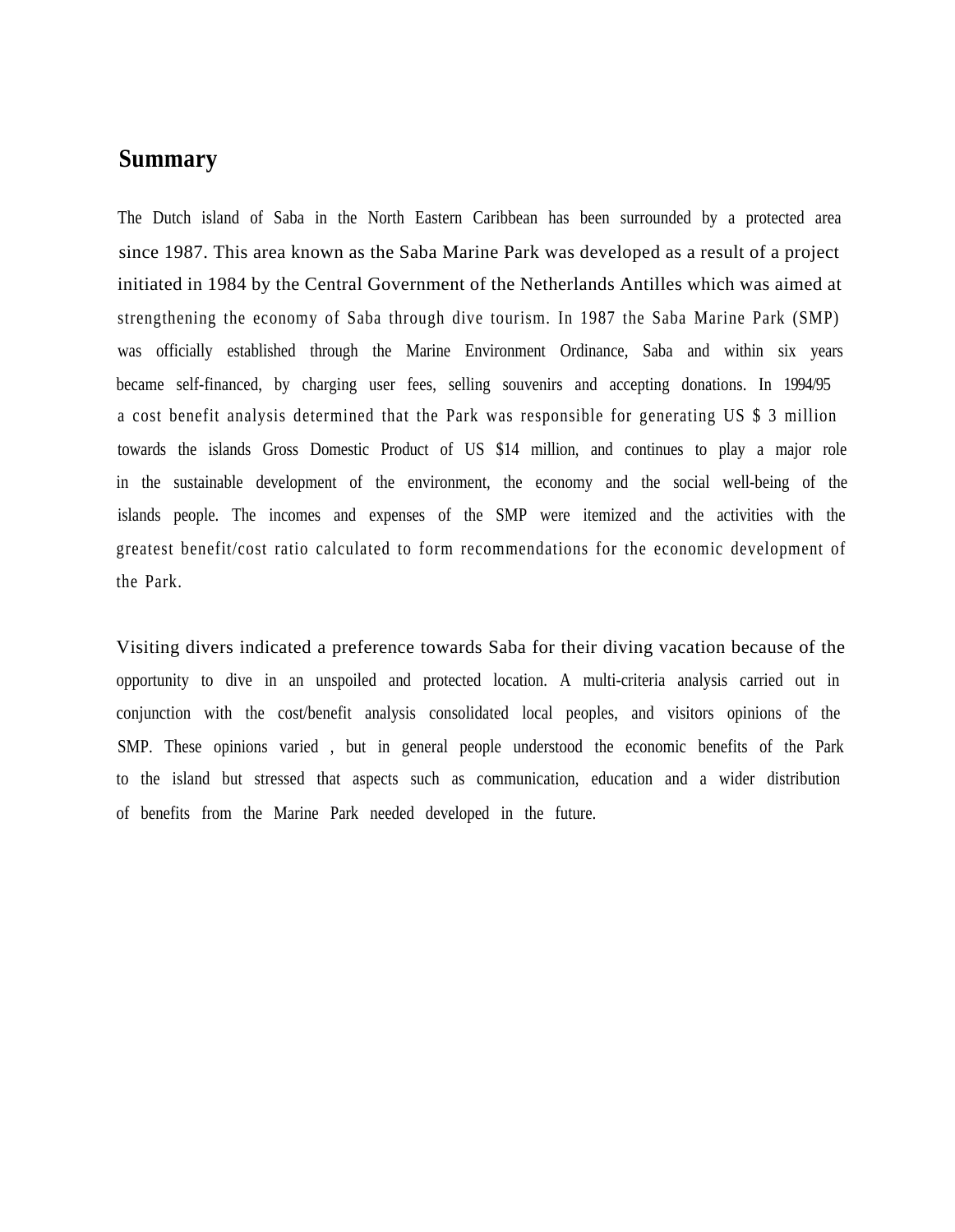## Summary

The Dutch island of Saba in the North Eastern Caribbean has been surrounded by a protected area since 1987. This area known as the Saba Marine Park was developed as a result of a project initiated in 1984 by the Central Government of the Netherlands Antilles which was aimed at strengthening the economy of Saba through dive tourism. In 1987 the Saba Marine Park (SMP) was officially established through the Marine Environment Ordinance, Saba and within six years became self-financed, by charging user fees, selling souvenirs and accepting donations. In 1994/95 a cost benefit analysis determined that the Park was responsible for generating US $ 3 million towards the islands Gross Domestic Product of US $14 million, and continues to play a major role in the sustainable development of the environment, the economy and the social well-being of the islands people. The incomes and expenses of the SMP were itemized and the activities with the greatest benefit/cost ratio calculated to form recommendations for the economic development of the Park.

Visiting divers indicated a preference towards Saba for their diving vacation because of the opportunity to dive in an unspoiled and protected location. A multi-criteria analysis carried out in conjunction with the cost/benefit analysis consolidated local peoples, and visitors opinions of the SMP. These opinions varied , but in general people understood the economic benefits of the Park to the island but stressed that aspects such as communication, education and a wider distribution of benefits from the Marine Park needed developed in the future.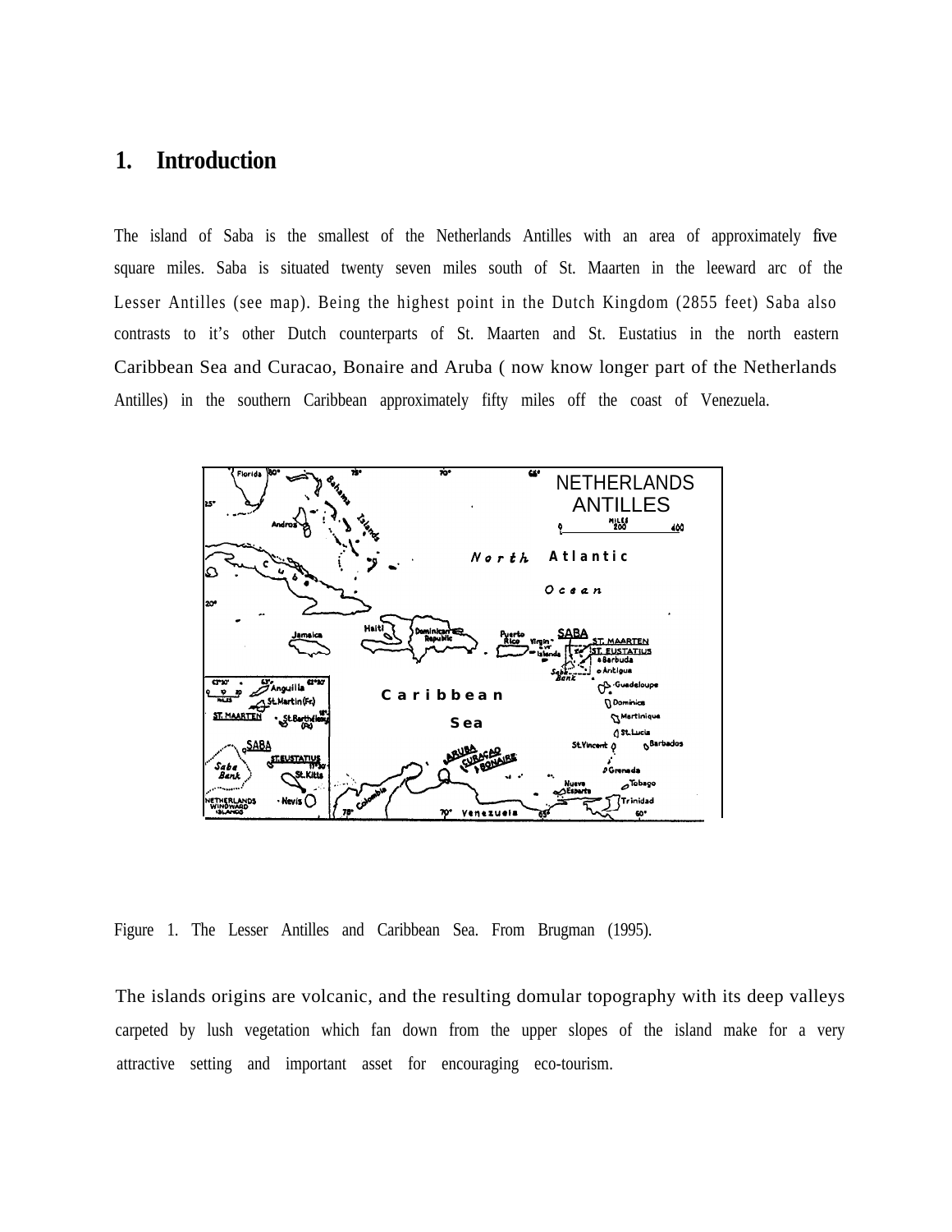# 1. Introduction

The island of Saba is the smallest of the Netherlands Antilles with an area of approximately five square miles. Saba is situated twenty seven miles south of St. Maarten in the leeward arc of the Lesser Antilles (see map). Being the highest point in the Dutch Kingdom (2855 feet) Saba also contrasts to it's other Dutch counterparts of St. Maarten and St. Eustatius in the north eastern Caribbean Sea and Curacao, Bonaire and Aruba ( now know longer part of the Netherlands Antilles) in the southern Caribbean approximately fifty miles off the coast of Venezuela.

Figure 1. The Lesser Antilles and Caribbean Sea. From Brugman (1995).

The islands origins are volcanic, and the resulting domular topography with its deep valleys carpeted by lush vegetation which fan down from the upper slopes of the island make for a very attractive setting and important asset for encouraging eco-tourism.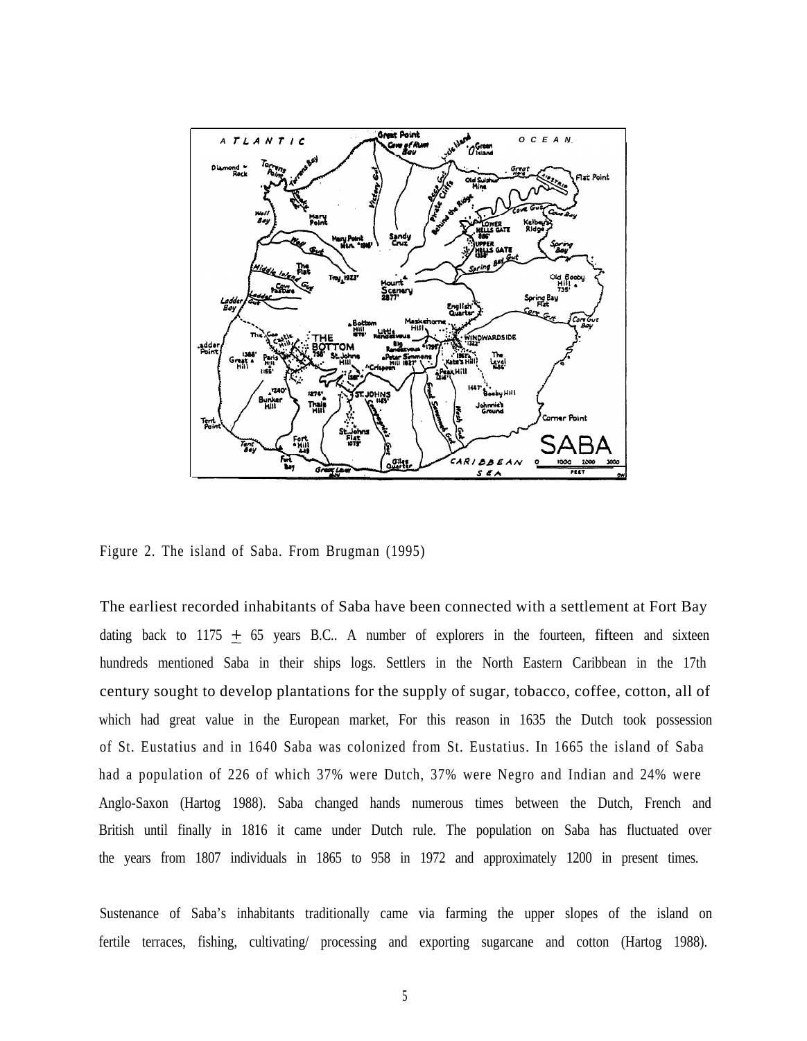Figure 2. The island of Saba. From Brugman (1995)

The earliest recorded inhabitants of Saba have been connected with a settlement at Fort Bay dating back to 1175 ± 65 years B.C.. A number of explorers in the fourteen, fifteen and sixteen hundreds mentioned Saba in their ships logs. Settlers in the North Eastern Caribbean in the 17th century sought to develop plantations for the supply of sugar, tobacco, coffee, cotton, all of which had great value in the European market, For this reason in 1635 the Dutch took possession of St. Eustatius and in 1640 Saba was colonized from St. Eustatius. In 1665 the island of Saba had a population of 226 of which 37% were Dutch, 37% were Negro and Indian and 24% were Anglo-Saxon (Hartog 1988). Saba changed hands numerous times between the Dutch, French and British until finally in 1816 it came under Dutch rule. The population on Saba has fluctuated over the years from 1807 individuals in 1865 to 958 in 1972 and approximately 1200 in present times.

Sustenance of Saba's inhabitants traditionally came via farming the upper slopes of the island on fertile terraces, fishing, cultivating/ processing and exporting sugarcane and cotton (Hartog 1988).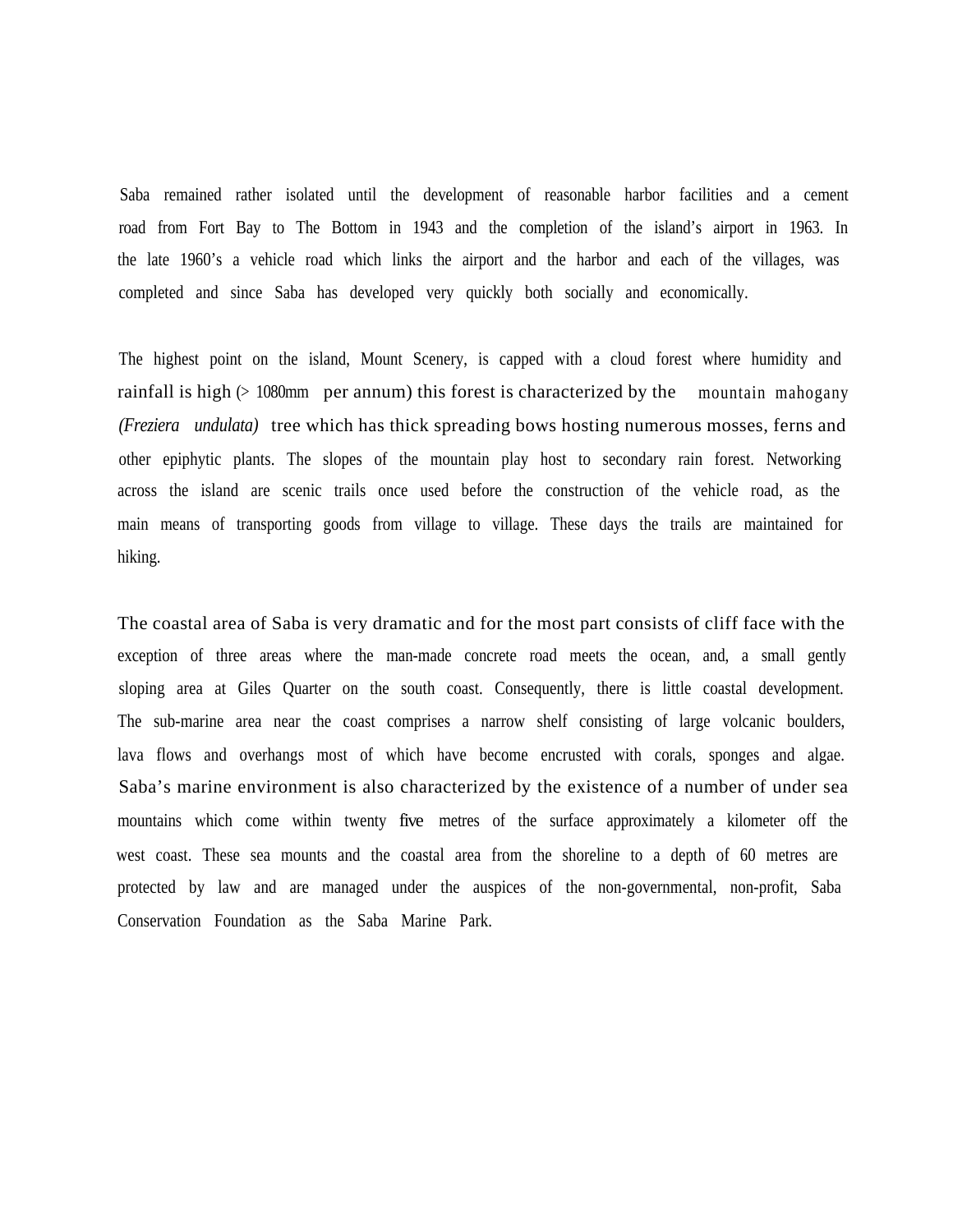Saba remained rather isolated until the development of reasonable harbor facilities and a cement road from Fort Bay to The Bottom in 1943 and the completion of the island's airport in 1963. In the late 1960's a vehicle road which links the airport and the harbor and each of the villages, was completed and since Saba has developed very quickly both socially and economically.

The highest point on the island, Mount Scenery, is capped with a cloud forest where humidity and rainfall is high (> 1080mm per annum) this forest is characterized by the mountain mahogany *(Freziera undulata)* tree which has thick spreading bows hosting numerous mosses, ferns and other epiphytic plants. The slopes of the mountain play host to secondary rain forest. Networking across the island are scenic trails once used before the construction of the vehicle road, as the main means of transporting goods from village to village. These days the trails are maintained for hiking.

The coastal area of Saba is very dramatic and for the most part consists of cliff face with the exception of three areas where the man-made concrete road meets the ocean, and, a small gently sloping area at Giles Quarter on the south coast. Consequently, there is little coastal development. The sub-marine area near the coast comprises a narrow shelf consisting of large volcanic boulders, lava flows and overhangs most of which have become encrusted with corals, sponges and algae. Saba's marine environment is also characterized by the existence of a number of under sea mountains which come within twenty five metres of the surface approximately a kilometer off the west coast. These sea mounts and the coastal area from the shoreline to a depth of 60 metres are protected by law and are managed under the auspices of the non-governmental, non-profit, Saba Conservation Foundation as the Saba Marine Park.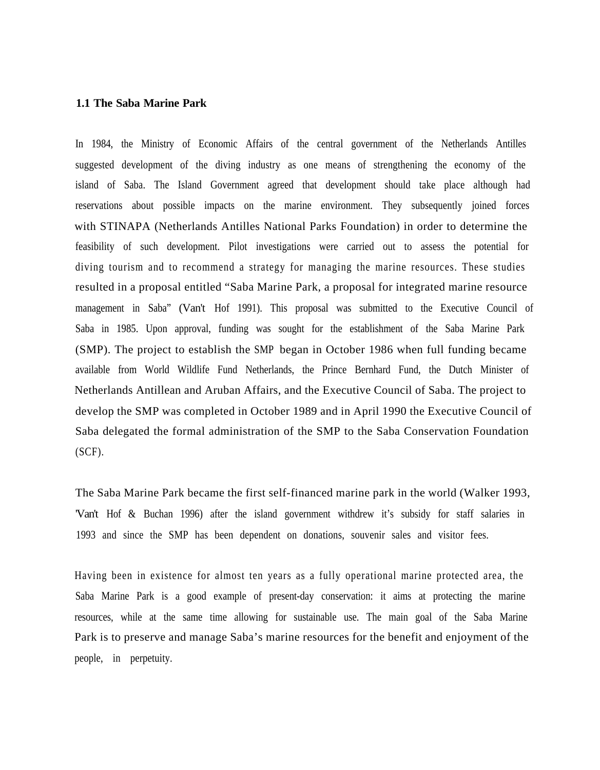## 1.1 The Saba Marine Park

In 1984, the Ministry of Economic Affairs of the central government of the Netherlands Antilles suggested development of the diving industry as one means of strengthening the economy of the island of Saba. The Island Government agreed that development should take place although had reservations about possible impacts on the marine environment. They subsequently joined forces with STINAPA (Netherlands Antilles National Parks Foundation) in order to determine the feasibility of such development. Pilot investigations were carried out to assess the potential for diving tourism and to recommend a strategy for managing the marine resources. These studies resulted in a proposal entitled "Saba Marine Park, a proposal for integrated marine resource management in Saba" (Van't Hof 1991). This proposal was submitted to the Executive Council of Saba in 1985. Upon approval, funding was sought for the establishment of the Saba Marine Park (SMP). The project to establish the SMP began in October 1986 when full funding became available from World Wildlife Fund Netherlands, the Prince Bernhard Fund, the Dutch Minister of Netherlands Antillean and Aruban Affairs, and the Executive Council of Saba. The project to develop the SMP was completed in October 1989 and in April 1990 the Executive Council of Saba delegated the formal administration of the SMP to the Saba Conservation Foundation (SCF).

The Saba Marine Park became the first self-financed marine park in the world (Walker 1993, 'Van't Hof & Buchan 1996) after the island government withdrew it's subsidy for staff salaries in 1993 and since the SMP has been dependent on donations, souvenir sales and visitor fees.

Having been in existence for almost ten years as a fully operational marine protected area, the Saba Marine Park is a good example of present-day conservation: it aims at protecting the marine resources, while at the same time allowing for sustainable use. The main goal of the Saba Marine Park is to preserve and manage Saba's marine resources for the benefit and enjoyment of the people, in perpetuity.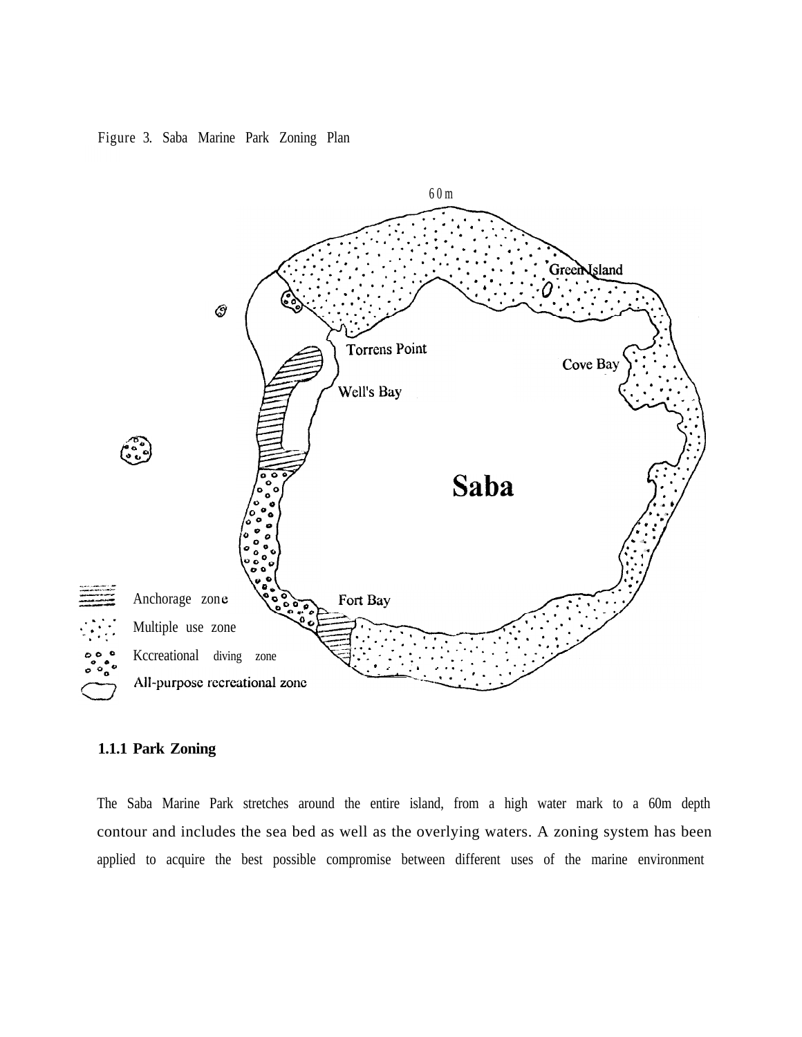Figure 3. Saba Marine Park Zoning Plan

60m

Green Island

Torrens Point

Cove Bay

Well's Bay

Saba

Fort Bay

Anchorage zone

Multiple use zone

Kccreational diving zone

All-purpose recreational zone

### 1.1.1 Park Zoning

The Saba Marine Park stretches around the entire island, from a high water mark to a 60m depth contour and includes the sea bed as well as the overlying waters. A zoning system has been applied to acquire the best possible compromise between different uses of the marine environment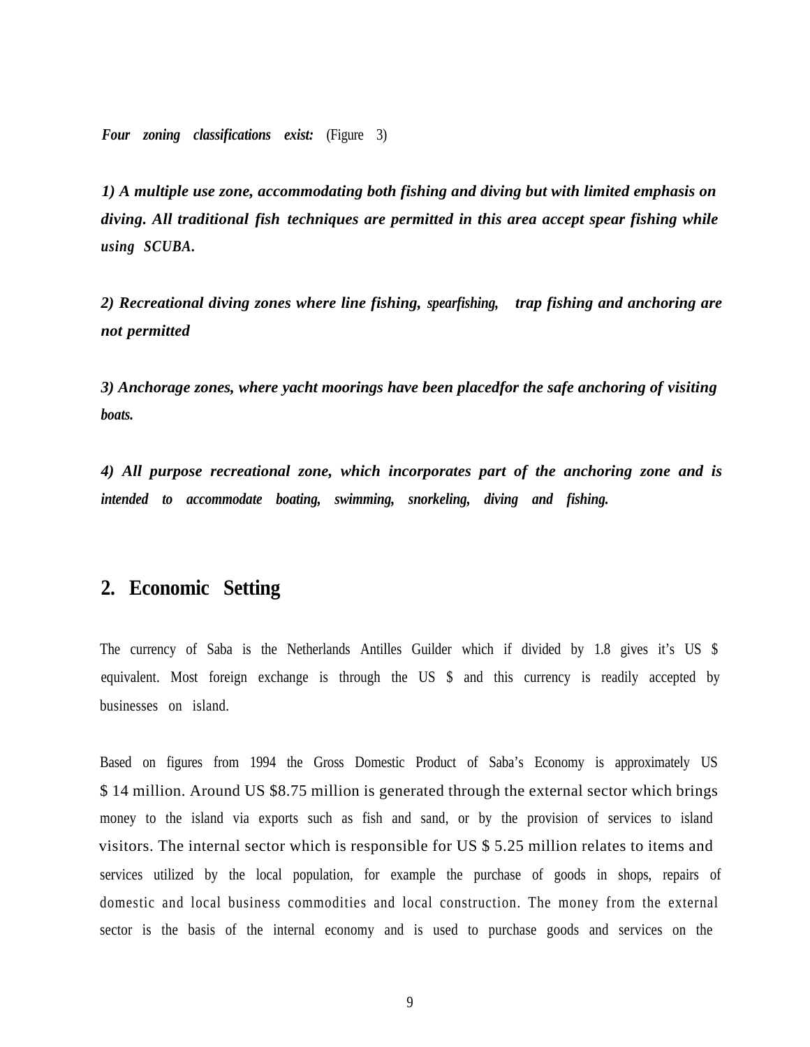***Four zoning classifications exist:*** (Figure 3)

***1) A multiple use zone, accommodating both fishing and diving but with limited emphasis on diving. All traditional fish techniques are permitted in this area accept spear fishing while using SCUBA.***

***2) Recreational diving zones where line fishing, spearfishing, trap fishing and anchoring are not permitted***

***3) Anchorage zones, where yacht moorings have been placedfor the safe anchoring of visiting boats.***

***4) All purpose recreational zone, which incorporates part of the anchoring zone and is intended to accommodate boating, swimming, snorkeling, diving and fishing.***

## 2. Economic Setting

The currency of Saba is the Netherlands Antilles Guilder which if divided by 1.8 gives it's US $ equivalent. Most foreign exchange is through the US $ and this currency is readily accepted by businesses on island.

Based on figures from 1994 the Gross Domestic Product of Saba's Economy is approximately US $ 14 million. Around US $8.75 million is generated through the external sector which brings money to the island via exports such as fish and sand, or by the provision of services to island visitors. The internal sector which is responsible for US $ 5.25 million relates to items and services utilized by the local population, for example the purchase of goods in shops, repairs of domestic and local business commodities and local construction. The money from the external sector is the basis of the internal economy and is used to purchase goods and services on the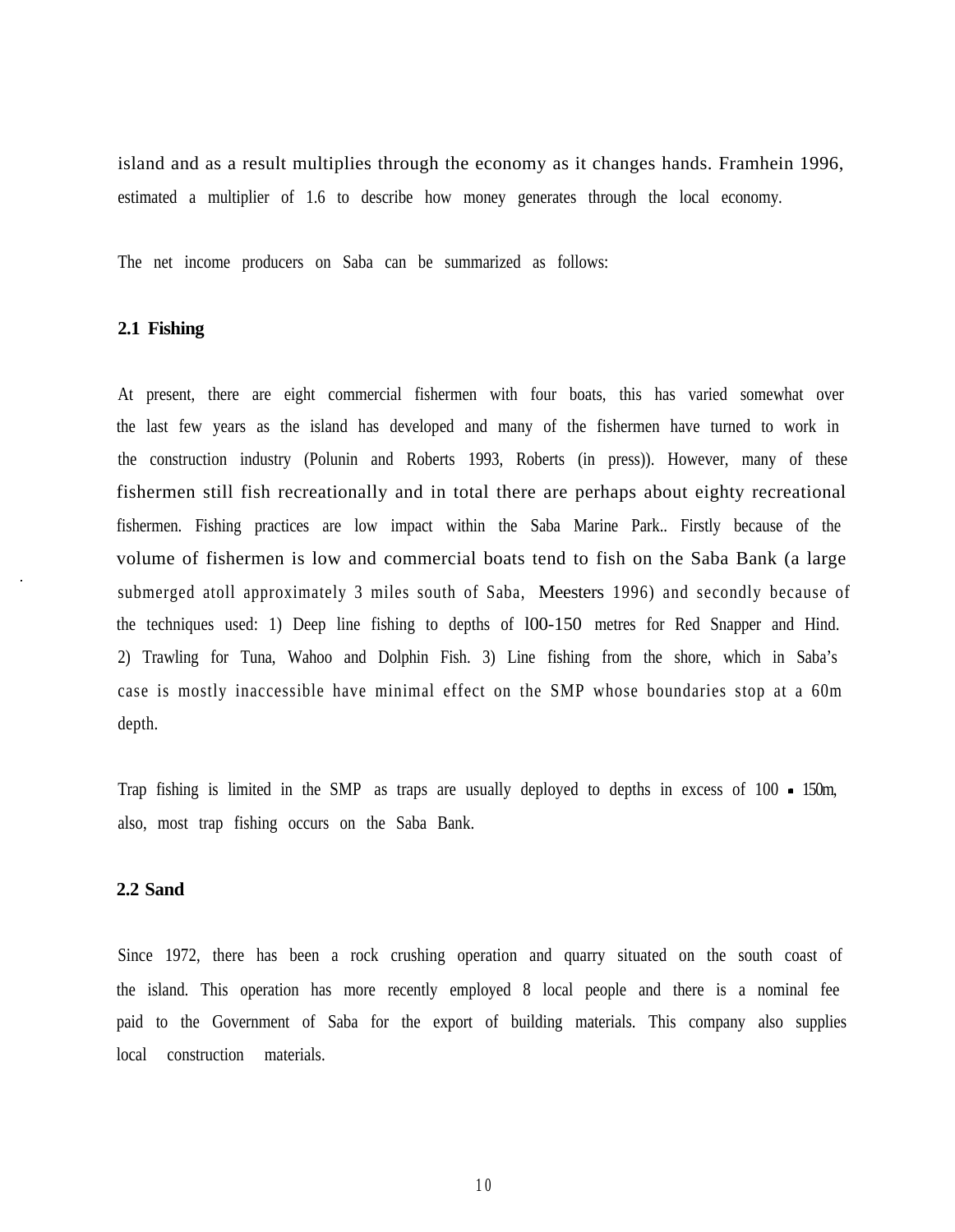island and as a result multiplies through the economy as it changes hands. Framhein 1996, estimated a multiplier of 1.6 to describe how money generates through the local economy.

The net income producers on Saba can be summarized as follows:

### 2.1 Fishing

At present, there are eight commercial fishermen with four boats, this has varied somewhat over the last few years as the island has developed and many of the fishermen have turned to work in the construction industry (Polunin and Roberts 1993, Roberts (in press)). However, many of these fishermen still fish recreationally and in total there are perhaps about eighty recreational fishermen. Fishing practices are low impact within the Saba Marine Park.. Firstly because of the volume of fishermen is low and commercial boats tend to fish on the Saba Bank (a large submerged atoll approximately 3 miles south of Saba, Meesters 1996) and secondly because of the techniques used: 1) Deep line fishing to depths of 100-150 metres for Red Snapper and Hind. 2) Trawling for Tuna, Wahoo and Dolphin Fish. 3) Line fishing from the shore, which in Saba's case is mostly inaccessible have minimal effect on the SMP whose boundaries stop at a 60m depth.

Trap fishing is limited in the SMP as traps are usually deployed to depths in excess of 100 - 150m, also, most trap fishing occurs on the Saba Bank.

### 2.2 Sand

Since 1972, there has been a rock crushing operation and quarry situated on the south coast of the island. This operation has more recently employed 8 local people and there is a nominal fee paid to the Government of Saba for the export of building materials. This company also supplies local construction materials.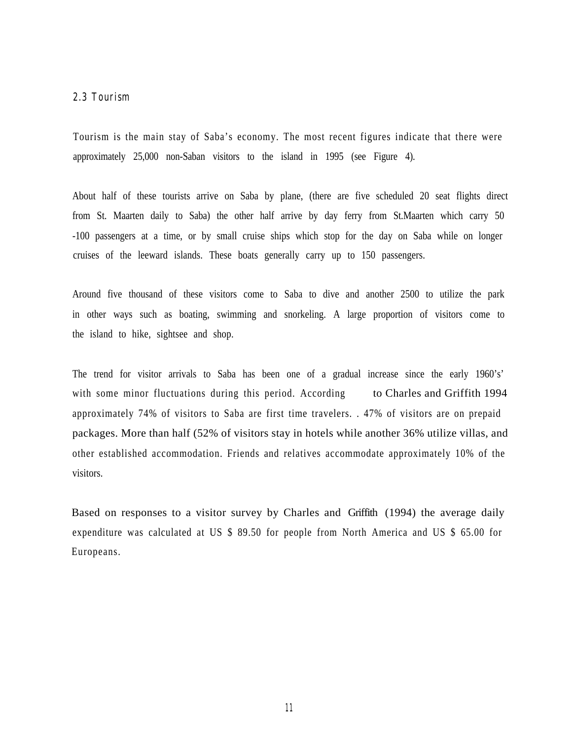## 2.3 Tourism

Tourism is the main stay of Saba's economy. The most recent figures indicate that there were approximately 25,000 non-Saban visitors to the island in 1995 (see Figure 4).

About half of these tourists arrive on Saba by plane, (there are five scheduled 20 seat flights direct from St. Maarten daily to Saba) the other half arrive by day ferry from St.Maarten which carry 50 -100 passengers at a time, or by small cruise ships which stop for the day on Saba while on longer cruises of the leeward islands. These boats generally carry up to 150 passengers.

Around five thousand of these visitors come to Saba to dive and another 2500 to utilize the park in other ways such as boating, swimming and snorkeling. A large proportion of visitors come to the island to hike, sightsee and shop.

The trend for visitor arrivals to Saba has been one of a gradual increase since the early 1960's' with some minor fluctuations during this period. According to Charles and Griffith 1994 approximately 74% of visitors to Saba are first time travelers. . 47% of visitors are on prepaid packages. More than half (52% of visitors stay in hotels while another 36% utilize villas, and other established accommodation. Friends and relatives accommodate approximately 10% of the visitors.

Based on responses to a visitor survey by Charles and Griffith (1994) the average daily expenditure was calculated at US $ 89.50 for people from North America and US $ 65.00 for Europeans.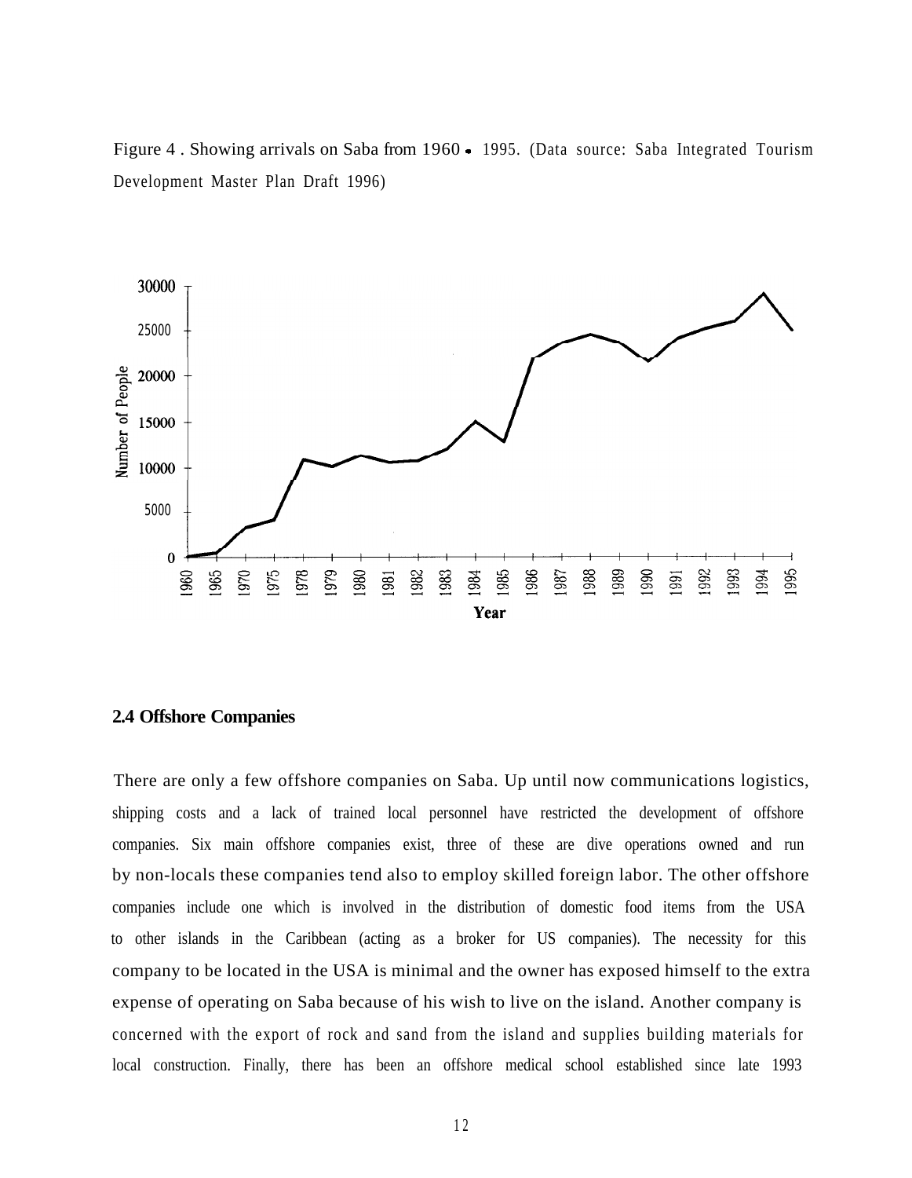Figure 4 . Showing arrivals on Saba from 1960 - 1995. (Data source: Saba Integrated Tourism Development Master Plan Draft 1996)

## 2.4 Offshore Companies

There are only a few offshore companies on Saba. Up until now communications logistics, shipping costs and a lack of trained local personnel have restricted the development of offshore companies. Six main offshore companies exist, three of these are dive operations owned and run by non-locals these companies tend also to employ skilled foreign labor. The other offshore companies include one which is involved in the distribution of domestic food items from the USA to other islands in the Caribbean (acting as a broker for US companies). The necessity for this company to be located in the USA is minimal and the owner has exposed himself to the extra expense of operating on Saba because of his wish to live on the island. Another company is concerned with the export of rock and sand from the island and supplies building materials for local construction. Finally, there has been an offshore medical school established since late 1993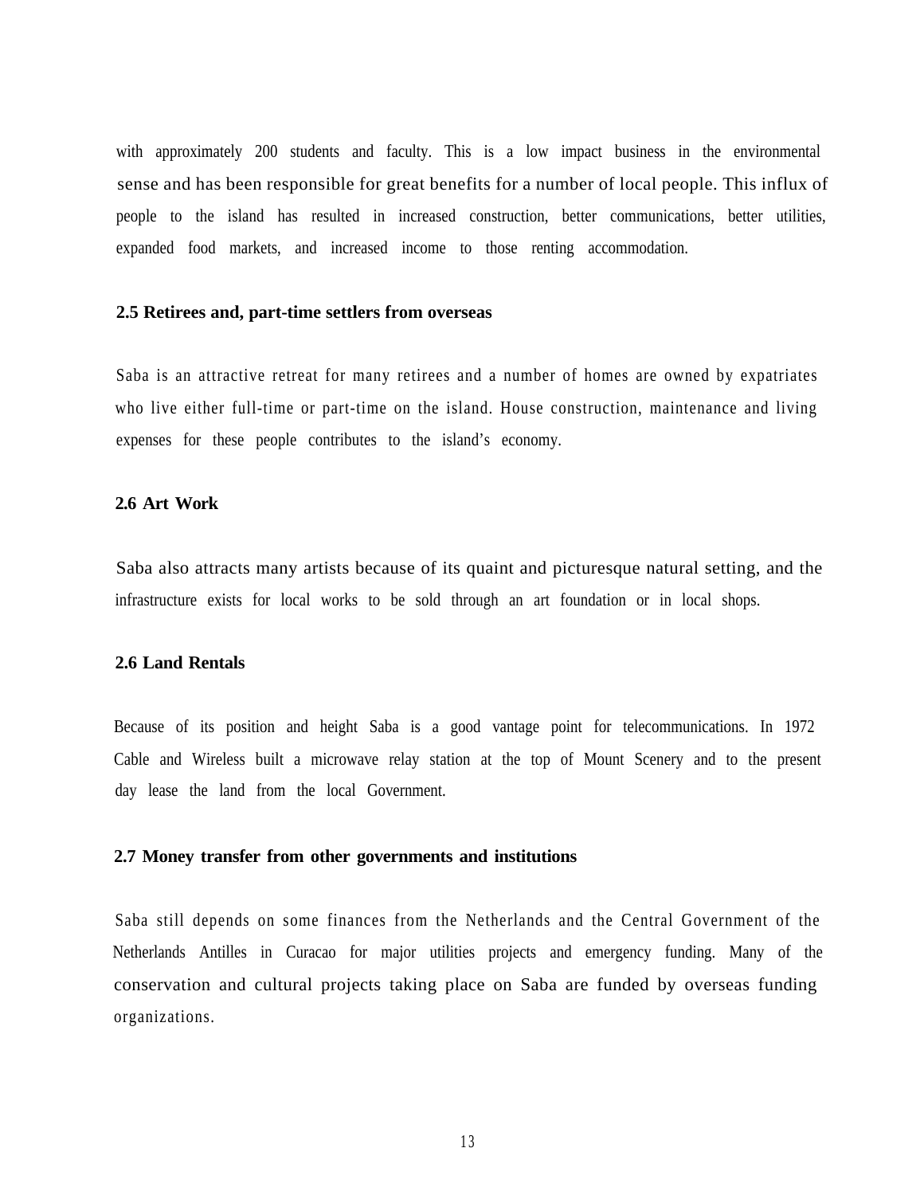with approximately 200 students and faculty. This is a low impact business in the environmental sense and has been responsible for great benefits for a number of local people. This influx of people to the island has resulted in increased construction, better communications, better utilities, expanded food markets, and increased income to those renting accommodation.

### 2.5 Retirees and, part-time settlers from overseas

Saba is an attractive retreat for many retirees and a number of homes are owned by expatriates who live either full-time or part-time on the island. House construction, maintenance and living expenses for these people contributes to the island's economy.

### 2.6 Art Work

Saba also attracts many artists because of its quaint and picturesque natural setting, and the infrastructure exists for local works to be sold through an art foundation or in local shops.

### 2.6 Land Rentals

Because of its position and height Saba is a good vantage point for telecommunications. In 1972 Cable and Wireless built a microwave relay station at the top of Mount Scenery and to the present day lease the land from the local Government.

### 2.7 Money transfer from other governments and institutions

Saba still depends on some finances from the Netherlands and the Central Government of the Netherlands Antilles in Curacao for major utilities projects and emergency funding. Many of the conservation and cultural projects taking place on Saba are funded by overseas funding organizations.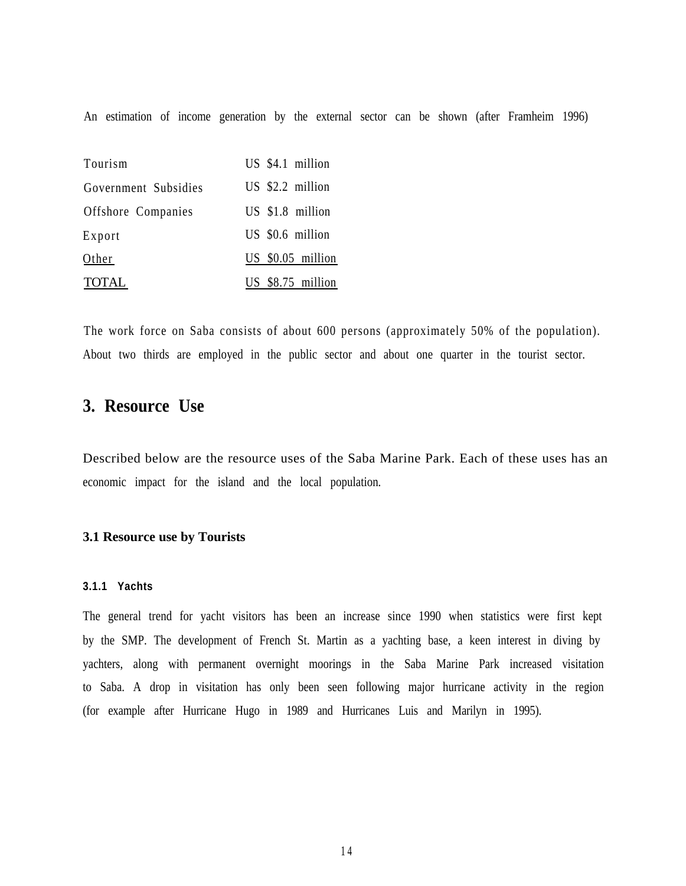An estimation of income generation by the external sector can be shown (after Framheim 1996)

| | |
|---|---|
| Tourism | US $4.1 million |
| Government Subsidies | US $2.2 million |
| Offshore Companies | US $1.8 million |
| Export | US $0.6 million |
| Other | US $0.05 million |
| TOTAL | US $8.75 million |

The work force on Saba consists of about 600 persons (approximately 50% of the population). About two thirds are employed in the public sector and about one quarter in the tourist sector.

# 3. Resource Use

Described below are the resource uses of the Saba Marine Park. Each of these uses has an economic impact for the island and the local population.

## 3.1 Resource use by Tourists

### 3.1.1 Yachts

The general trend for yacht visitors has been an increase since 1990 when statistics were first kept by the SMP. The development of French St. Martin as a yachting base, a keen interest in diving by yachters, along with permanent overnight moorings in the Saba Marine Park increased visitation to Saba. A drop in visitation has only been seen following major hurricane activity in the region (for example after Hurricane Hugo in 1989 and Hurricanes Luis and Marilyn in 1995).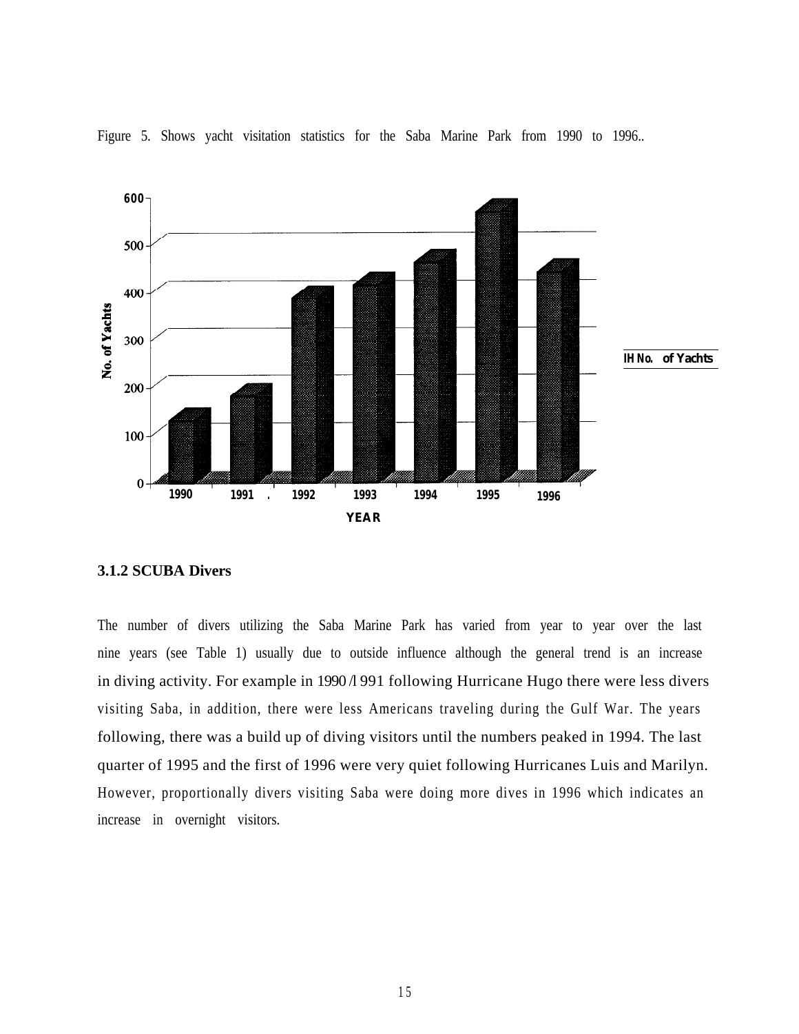Figure 5. Shows yacht visitation statistics for the Saba Marine Park from 1990 to 1996..

### 3.1.2 SCUBA Divers

The number of divers utilizing the Saba Marine Park has varied from year to year over the last nine years (see Table 1) usually due to outside influence although the general trend is an increase in diving activity. For example in 1990/1991 following Hurricane Hugo there were less divers visiting Saba, in addition, there were less Americans traveling during the Gulf War. The years following, there was a build up of diving visitors until the numbers peaked in 1994. The last quarter of 1995 and the first of 1996 were very quiet following Hurricanes Luis and Marilyn. However, proportionally divers visiting Saba were doing more dives in 1996 which indicates an increase in overnight visitors.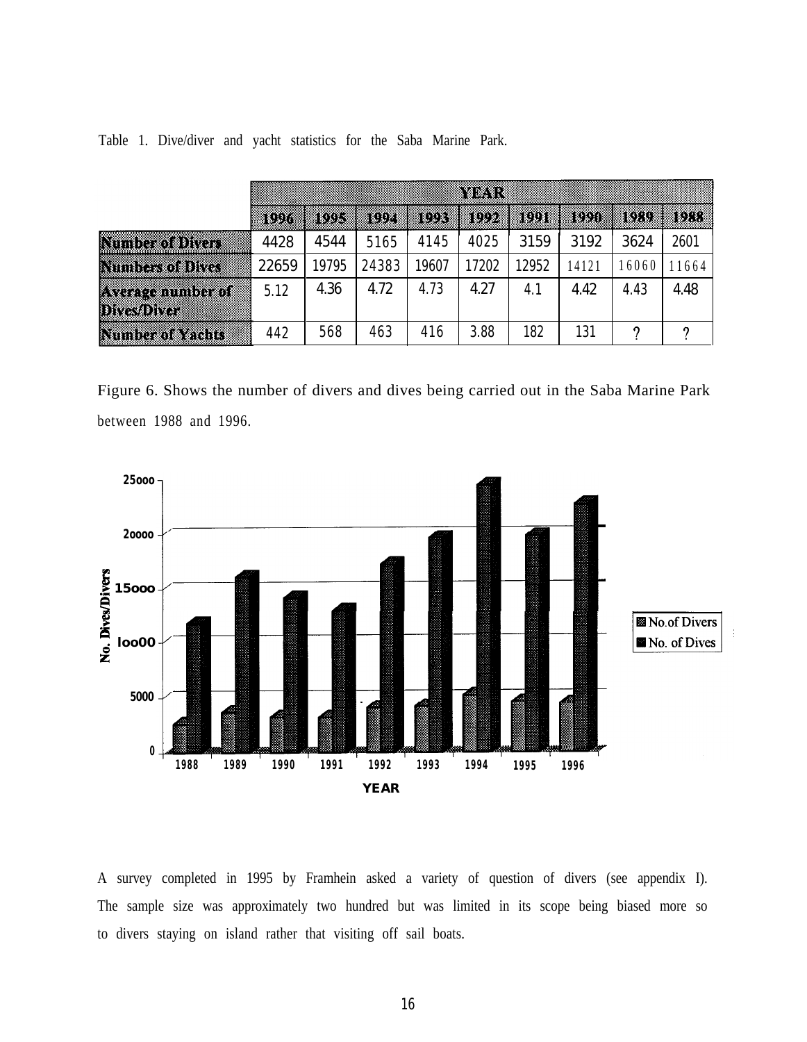Table 1. Dive/diver and yacht statistics for the Saba Marine Park.

| | YEAR | | | | | | | | |
|---|---|---|---|---|---|---|---|---|---|
| | 1996 | 1995 | 1994 | 1993 | 1992 | 1991 | 1990 | 1989 | 1988 |
| Number of Divers | 4428 | 4544 | 5165 | 4145 | 4025 | 3159 | 3192 | 3624 | 2601 |
| Numbers of Dives | 22659 | 19795 | 24383 | 19607 | 17202 | 12952 | 14121 | 16060 | 11664 |
| Average number of Dives/Diver | 5.12 | 4.36 | 4.72 | 4.73 | 4.27 | 4.1 | 4.42 | 4.43 | 4.48 |
| Number of Yachts | 442 | 568 | 463 | 416 | 3.88 | 182 | 131 | ? | ? |

Figure 6. Shows the number of divers and dives being carried out in the Saba Marine Park between 1988 and 1996.

A survey completed in 1995 by Framhein asked a variety of question of divers (see appendix I). The sample size was approximately two hundred but was limited in its scope being biased more so to divers staying on island rather that visiting off sail boats.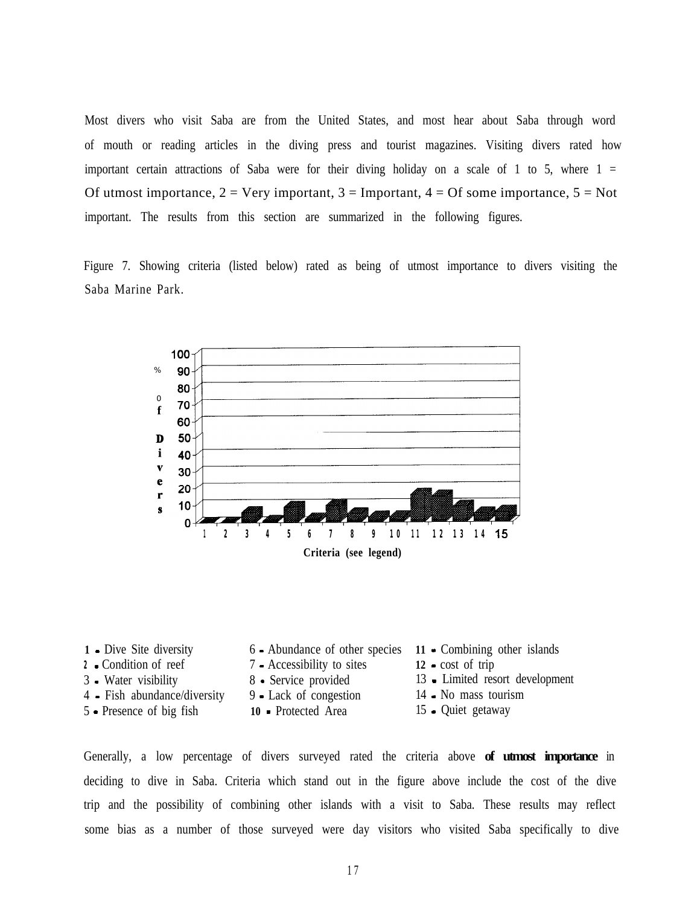Most divers who visit Saba are from the United States, and most hear about Saba through word of mouth or reading articles in the diving press and tourist magazines. Visiting divers rated how important certain attractions of Saba were for their diving holiday on a scale of 1 to 5, where 1 = Of utmost importance, 2 = Very important, 3 = Important, 4 = Of some importance, 5 = Not important. The results from this section are summarized in the following figures.

Figure 7. Showing criteria (listed below) rated as being of utmost importance to divers visiting the Saba Marine Park.

1 - Dive Site diversity
2 - Condition of reef
3 - Water visibility
4 - Fish abundance/diversity
5 - Presence of big fish
6 - Abundance of other species
7 - Accessibility to sites
8 - Service provided
9 - Lack of congestion
10 - Protected Area
11 - Combining other islands
12 - cost of trip
13 - Limited resort development
14 - No mass tourism
15 - Quiet getaway

Generally, a low percentage of divers surveyed rated the criteria above **of utmost importance** in deciding to dive in Saba. Criteria which stand out in the figure above include the cost of the dive trip and the possibility of combining other islands with a visit to Saba. These results may reflect some bias as a number of those surveyed were day visitors who visited Saba specifically to dive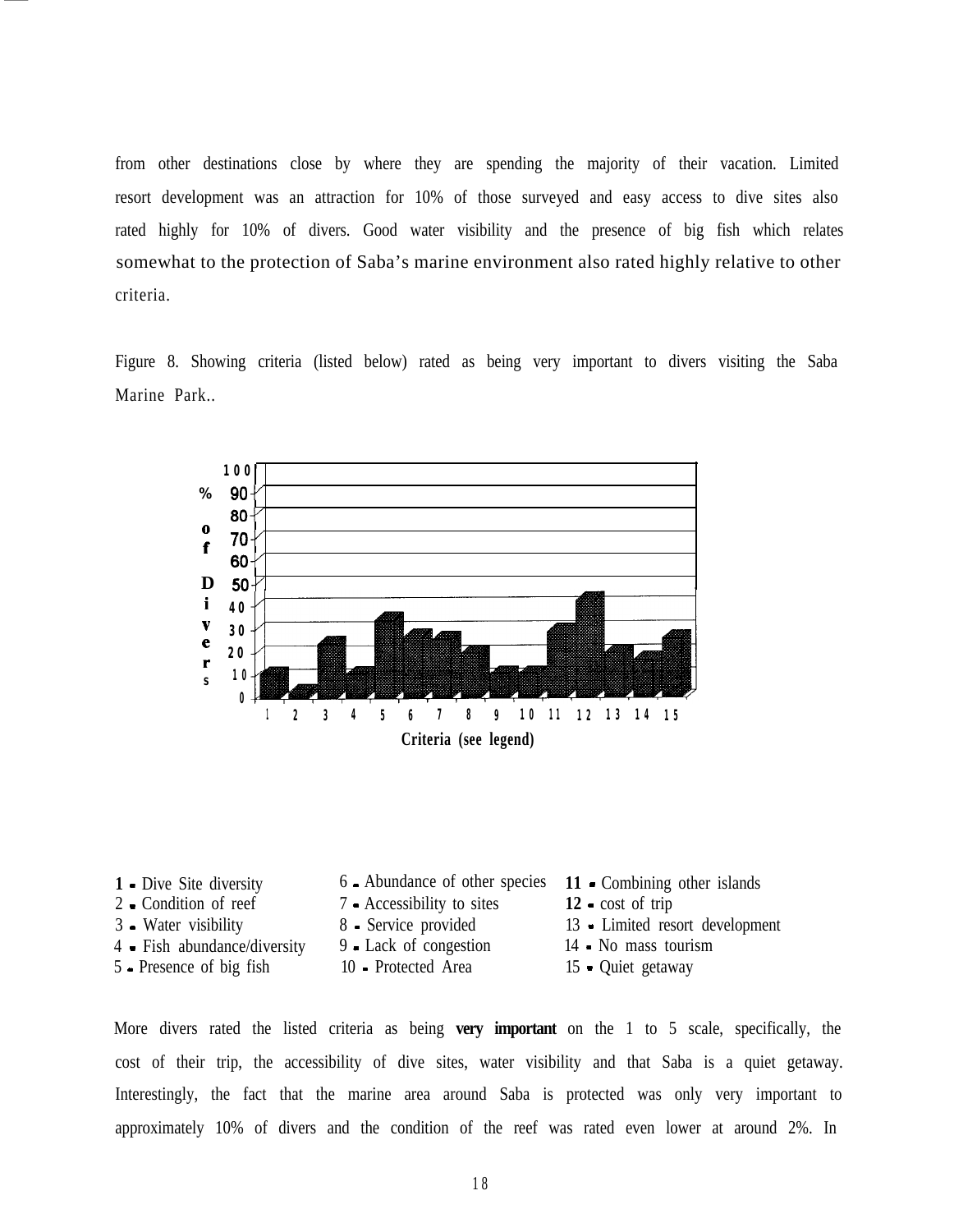from other destinations close by where they are spending the majority of their vacation. Limited resort development was an attraction for 10% of those surveyed and easy access to dive sites also rated highly for 10% of divers. Good water visibility and the presence of big fish which relates somewhat to the protection of Saba's marine environment also rated highly relative to other criteria.

Figure 8. Showing criteria (listed below) rated as being very important to divers visiting the Saba Marine Park..

**1** - Dive Site diversity
2 - Condition of reef
3 - Water visibility
4 - Fish abundance/diversity
5 - Presence of big fish
6 - Abundance of other species
7 - Accessibility to sites
8 - Service provided
9 - Lack of congestion
10 - Protected Area
**11** - Combining other islands
**12** - cost of trip
13 - Limited resort development
14 - No mass tourism
15 - Quiet getaway

More divers rated the listed criteria as being **very important** on the 1 to 5 scale, specifically, the cost of their trip, the accessibility of dive sites, water visibility and that Saba is a quiet getaway. Interestingly, the fact that the marine area around Saba is protected was only very important to approximately 10% of divers and the condition of the reef was rated even lower at around 2%. In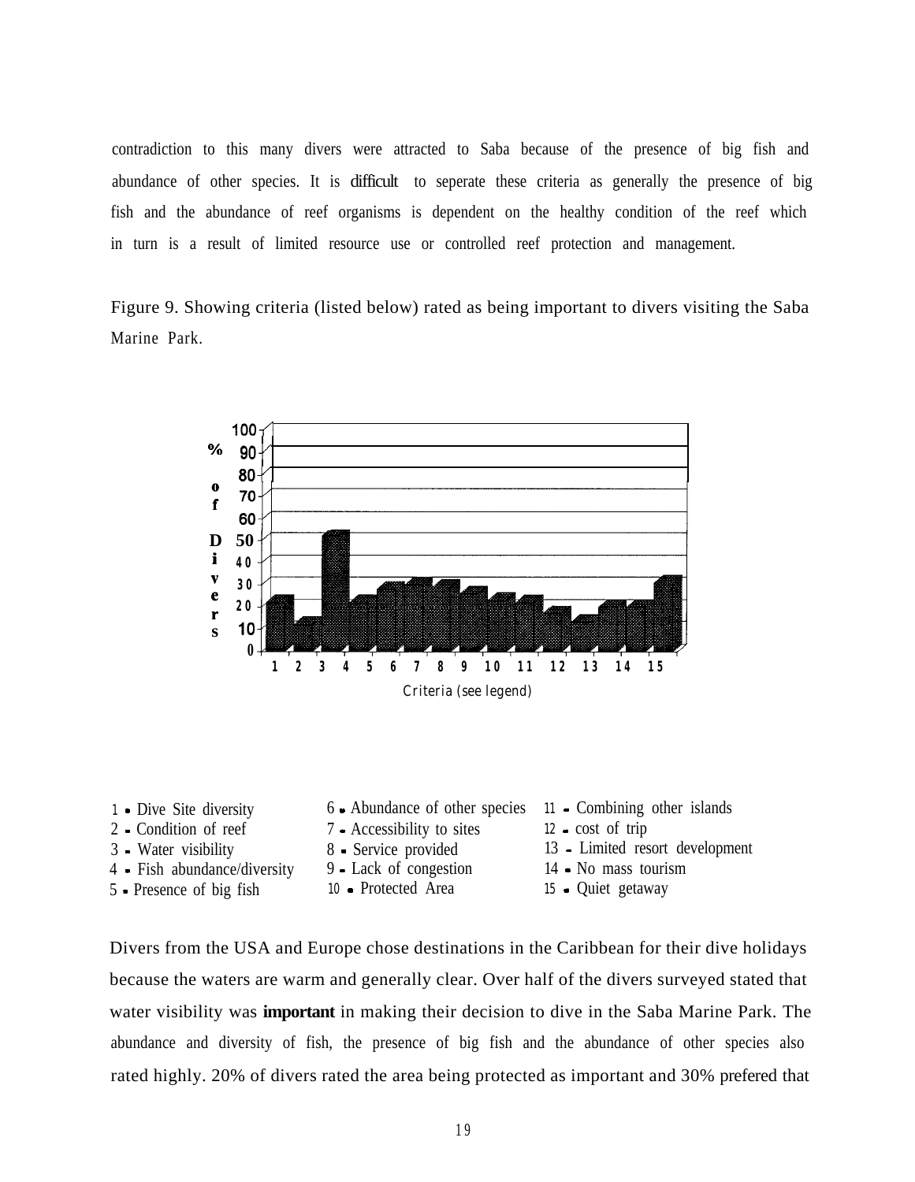contradiction to this many divers were attracted to Saba because of the presence of big fish and abundance of other species. It is difficult to seperate these criteria as generally the presence of big fish and the abundance of reef organisms is dependent on the healthy condition of the reef which in turn is a result of limited resource use or controlled reef protection and management.

Figure 9. Showing criteria (listed below) rated as being important to divers visiting the Saba Marine Park.

1 - Dive Site diversity
2 - Condition of reef
3 - Water visibility
4 - Fish abundance/diversity
5 - Presence of big fish
6 - Abundance of other species
7 - Accessibility to sites
8 - Service provided
9 - Lack of congestion
10 - Protected Area
11 - Combining other islands
12 - cost of trip
13 - Limited resort development
14 - No mass tourism
15 - Quiet getaway

Divers from the USA and Europe chose destinations in the Caribbean for their dive holidays because the waters are warm and generally clear. Over half of the divers surveyed stated that water visibility was **important** in making their decision to dive in the Saba Marine Park. The abundance and diversity of fish, the presence of big fish and the abundance of other species also rated highly. 20% of divers rated the area being protected as important and 30% prefered that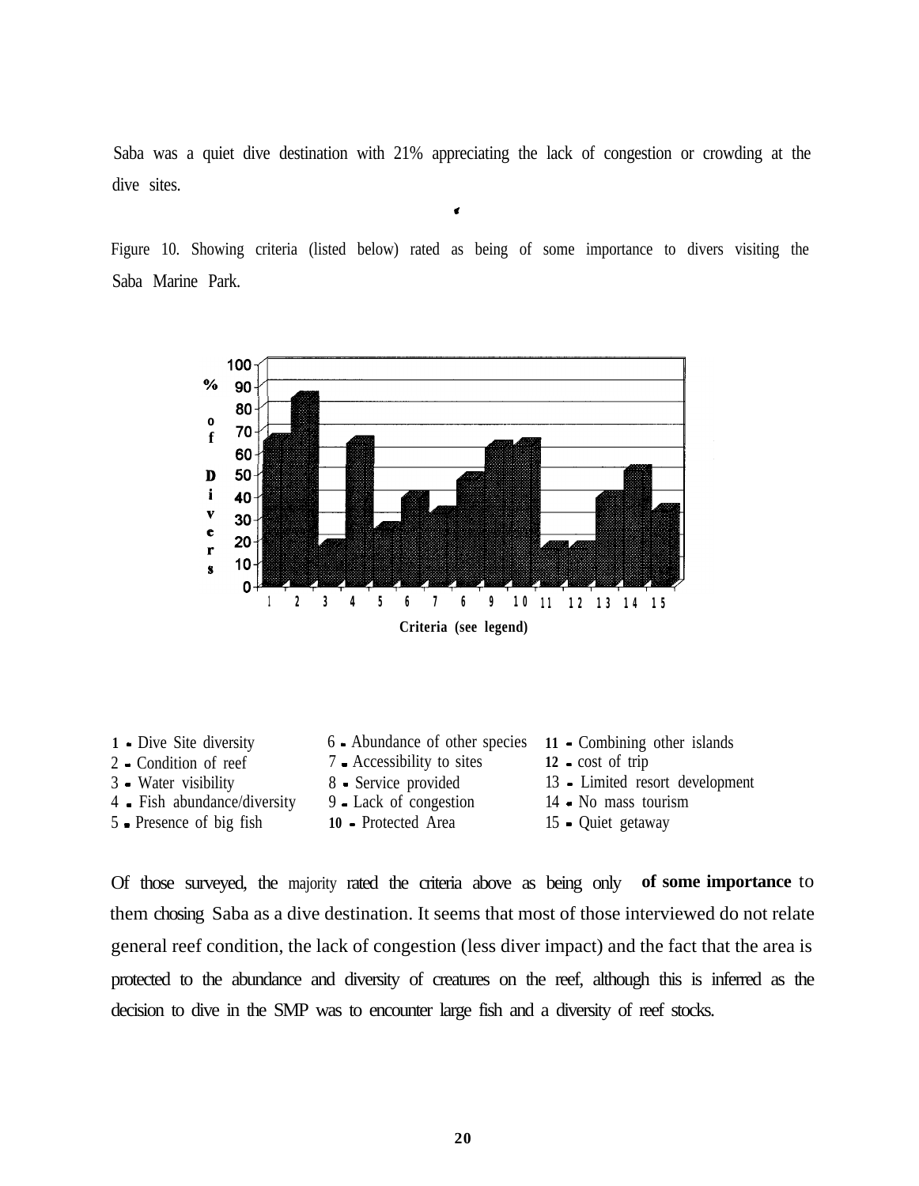Saba was a quiet dive destination with 21% appreciating the lack of congestion or crowding at the dive sites.

Figure 10. Showing criteria (listed below) rated as being of some importance to divers visiting the Saba Marine Park.

1 - Dive Site diversity
2 - Condition of reef
3 - Water visibility
4 - Fish abundance/diversity
5 - Presence of big fish
6 - Abundance of other species
7 - Accessibility to sites
8 - Service provided
9 - Lack of congestion
10 - Protected Area
11 - Combining other islands
12 - cost of trip
13 - Limited resort development
14 - No mass tourism
15 - Quiet getaway

Of those surveyed, the majority rated the criteria above as being only **of some importance** to them chosing Saba as a dive destination. It seems that most of those interviewed do not relate general reef condition, the lack of congestion (less diver impact) and the fact that the area is protected to the abundance and diversity of creatures on the reef, although this is inferred as the decision to dive in the SMP was to encounter large fish and a diversity of reef stocks.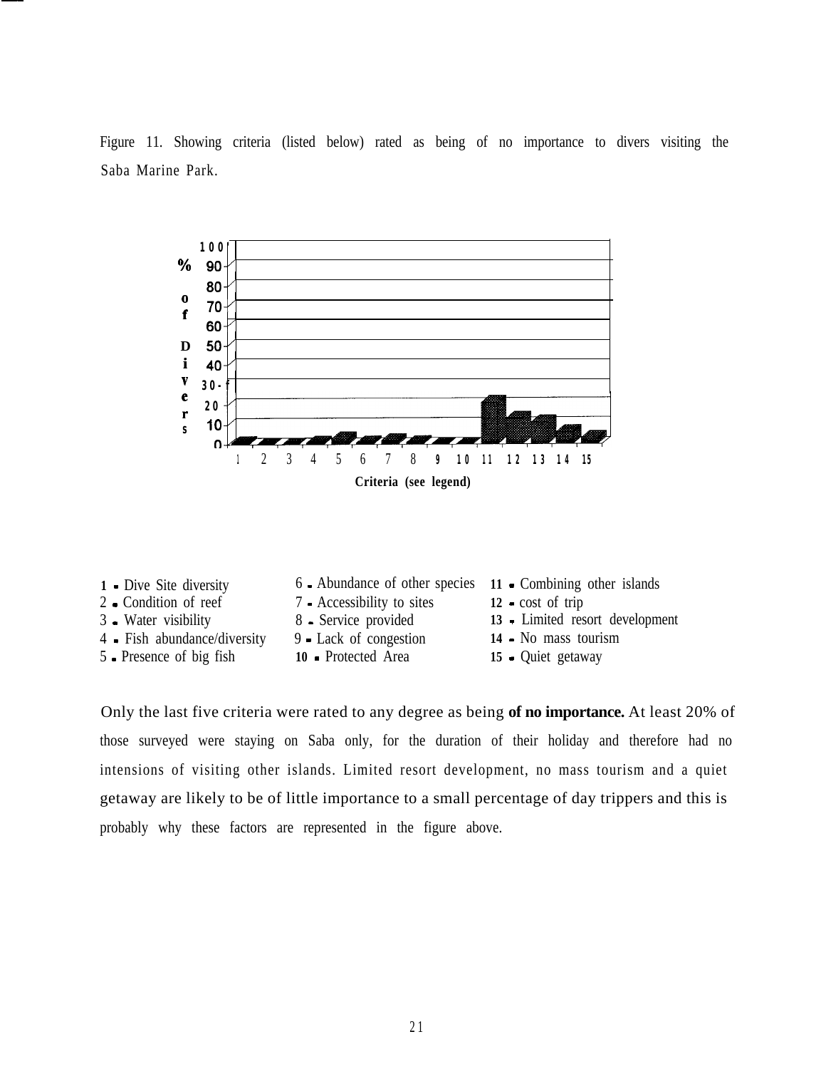Figure 11. Showing criteria (listed below) rated as being of no importance to divers visiting the Saba Marine Park.

1 - Dive Site diversity
2 - Condition of reef
3 - Water visibility
4 - Fish abundance/diversity
5 - Presence of big fish
6 - Abundance of other species
7 - Accessibility to sites
8 - Service provided
9 - Lack of congestion
10 - Protected Area
11 - Combining other islands
12 - cost of trip
13 - Limited resort development
14 - No mass tourism
15 - Quiet getaway

Only the last five criteria were rated to any degree as being **of no importance.** At least 20% of those surveyed were staying on Saba only, for the duration of their holiday and therefore had no intensions of visiting other islands. Limited resort development, no mass tourism and a quiet getaway are likely to be of little importance to a small percentage of day trippers and this is probably why these factors are represented in the figure above.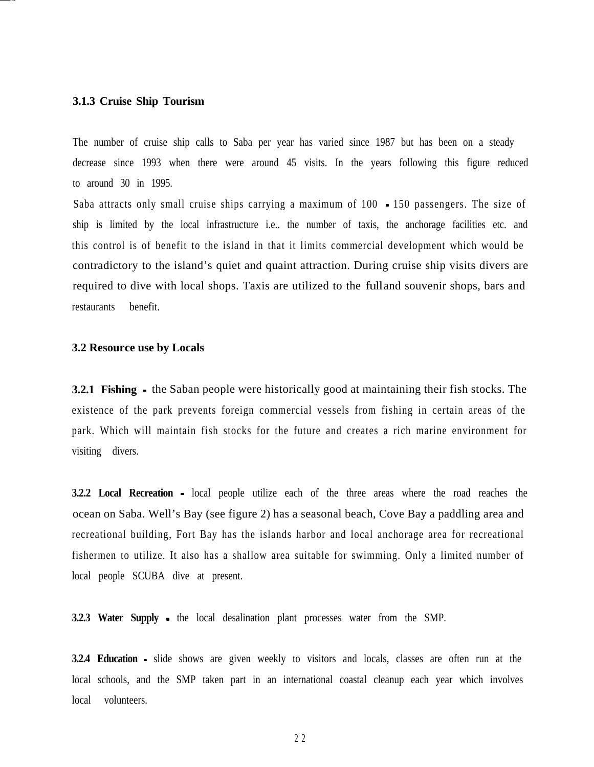### 3.1.3 Cruise Ship Tourism

The number of cruise ship calls to Saba per year has varied since 1987 but has been on a steady decrease since 1993 when there were around 45 visits. In the years following this figure reduced to around 30 in 1995.

Saba attracts only small cruise ships carrying a maximum of 100 - 150 passengers. The size of ship is limited by the local infrastructure i.e.. the number of taxis, the anchorage facilities etc. and this control is of benefit to the island in that it limits commercial development which would be contradictory to the island's quiet and quaint attraction. During cruise ship visits divers are required to dive with local shops. Taxis are utilized to the full and souvenir shops, bars and restaurants benefit.

## 3.2 Resource use by Locals

**3.2.1 Fishing** - the Saban people were historically good at maintaining their fish stocks. The existence of the park prevents foreign commercial vessels from fishing in certain areas of the park. Which will maintain fish stocks for the future and creates a rich marine environment for visiting divers.

**3.2.2 Local Recreation** - local people utilize each of the three areas where the road reaches the ocean on Saba. Well's Bay (see figure 2) has a seasonal beach, Cove Bay a paddling area and recreational building, Fort Bay has the islands harbor and local anchorage area for recreational fishermen to utilize. It also has a shallow area suitable for swimming. Only a limited number of local people SCUBA dive at present.

**3.2.3 Water Supply** - the local desalination plant processes water from the SMP.

**3.2.4 Education** - slide shows are given weekly to visitors and locals, classes are often run at the local schools, and the SMP taken part in an international coastal cleanup each year which involves local volunteers.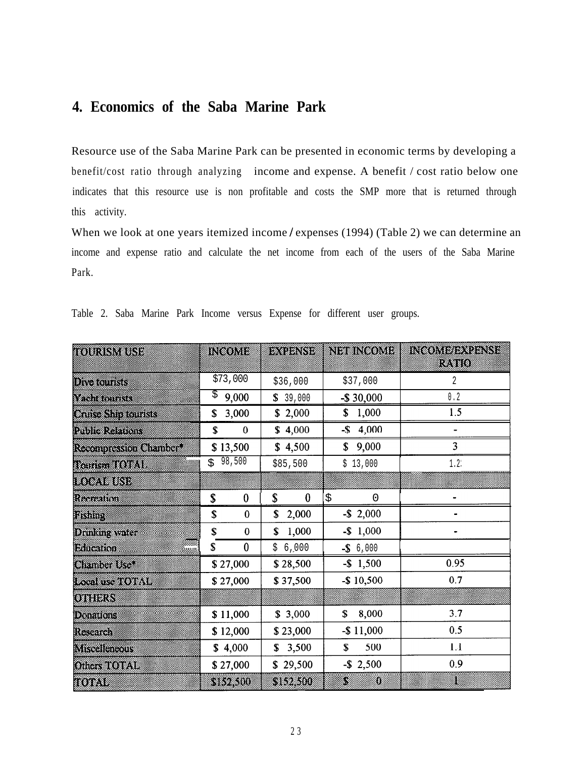## 4. Economics of the Saba Marine Park

Resource use of the Saba Marine Park can be presented in economic terms by developing a benefit/cost ratio through analyzing income and expense. A benefit / cost ratio below one indicates that this resource use is non profitable and costs the SMP more that is returned through this activity.

When we look at one years itemized income / expenses (1994) (Table 2) we can determine an income and expense ratio and calculate the net income from each of the users of the Saba Marine Park.

Table 2. Saba Marine Park Income versus Expense for different user groups.

| TOURISM USE | INCOME | EXPENSE | NET INCOME | INCOME/EXPENSE RATIO |
|---|---|---|---|---|
| Dive tourists | $73,000 | $36,000 | $37,000 | 2 |
| Yacht tourists | $ 9,000 | $ 39,000 | -$ 30,000 | 0.2 |
| Cruise Ship tourists | $ 3,000 | $ 2,000 | $ 1,000 | 1.5 |
| Public Relations | $ 0 | $ 4,000 | -$ 4,000 | - |
| Recompression Chamber* | $ 13,500 | $ 4,500 | $ 9,000 | 3 |
| Tourism TOTAL | $ 98,500 | $85,500 | $ 13,000 | 1.2 |
| LOCAL USE | | | | |
| Recreation | $ 0 | $ 0 | $ 0 | - |
| Fishing | $ 0 | $ 2,000 | -$ 2,000 | - |
| Drinking water | $ 0 | $ 1,000 | -$ 1,000 | - |
| Education | $ 0 | $ 6,000 | -$ 6,000 | |
| Chamber Use* | $ 27,000 | $ 28,500 | -$ 1,500 | 0.95 |
| Local use TOTAL | $ 27,000 | $ 37,500 | -$ 10,500 | 0.7 |
| OTHERS | | | | |
| Donations | $ 11,000 | $ 3,000 | $ 8,000 | 3.7 |
| Research | $ 12,000 | $ 23,000 | -$ 11,000 | 0.5 |
| Miscelleneous | $ 4,000 | $ 3,500 | $ 500 | 1.1 |
| Others TOTAL | $ 27,000 | $ 29,500 | -$ 2,500 | 0.9 |
| TOTAL | $152,500 | $152,500 | $ 0 | 1 |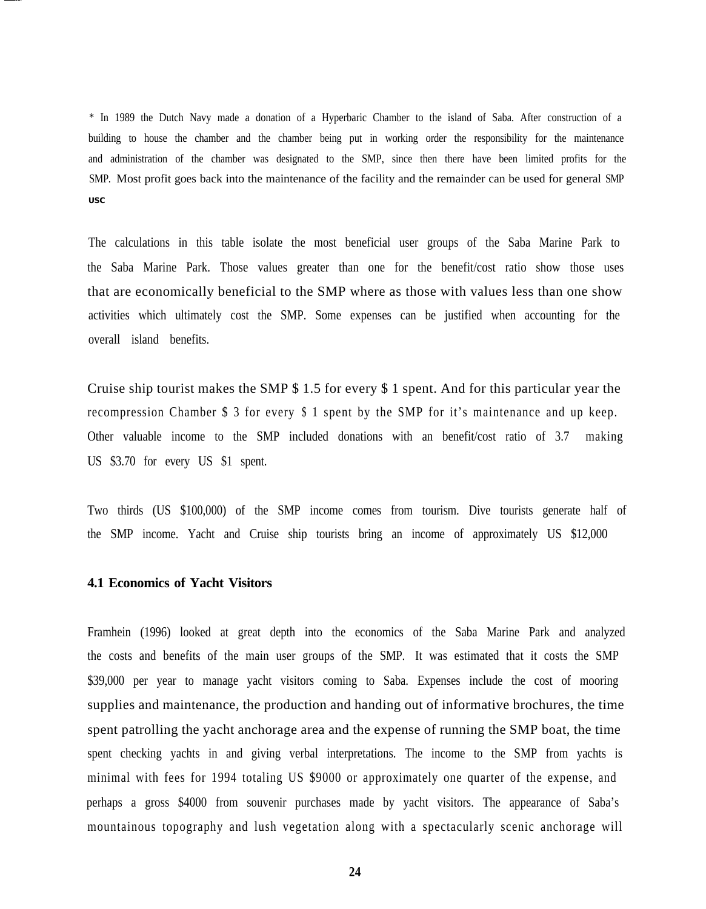* In 1989 the Dutch Navy made a donation of a Hyperbaric Chamber to the island of Saba. After construction of a building to house the chamber and the chamber being put in working order the responsibility for the maintenance and administration of the chamber was designated to the SMP, since then there have been limited profits for the SMP. Most profit goes back into the maintenance of the facility and the remainder can be used for general SMP usc

The calculations in this table isolate the most beneficial user groups of the Saba Marine Park to the Saba Marine Park. Those values greater than one for the benefit/cost ratio show those uses that are economically beneficial to the SMP where as those with values less than one show activities which ultimately cost the SMP. Some expenses can be justified when accounting for the overall island benefits.

Cruise ship tourist makes the SMP $ 1.5 for every $ 1 spent. And for this particular year the recompression Chamber $ 3 for every $ 1 spent by the SMP for it's maintenance and up keep. Other valuable income to the SMP included donations with an benefit/cost ratio of 3.7 making US $3.70 for every US $1 spent.

Two thirds (US $100,000) of the SMP income comes from tourism. Dive tourists generate half of the SMP income. Yacht and Cruise ship tourists bring an income of approximately US $12,000

### 4.1 Economics of Yacht Visitors

Framhein (1996) looked at great depth into the economics of the Saba Marine Park and analyzed the costs and benefits of the main user groups of the SMP. It was estimated that it costs the SMP $39,000 per year to manage yacht visitors coming to Saba. Expenses include the cost of mooring supplies and maintenance, the production and handing out of informative brochures, the time spent patrolling the yacht anchorage area and the expense of running the SMP boat, the time spent checking yachts in and giving verbal interpretations. The income to the SMP from yachts is minimal with fees for 1994 totaling US $9000 or approximately one quarter of the expense, and perhaps a gross $4000 from souvenir purchases made by yacht visitors. The appearance of Saba's mountainous topography and lush vegetation along with a spectacularly scenic anchorage will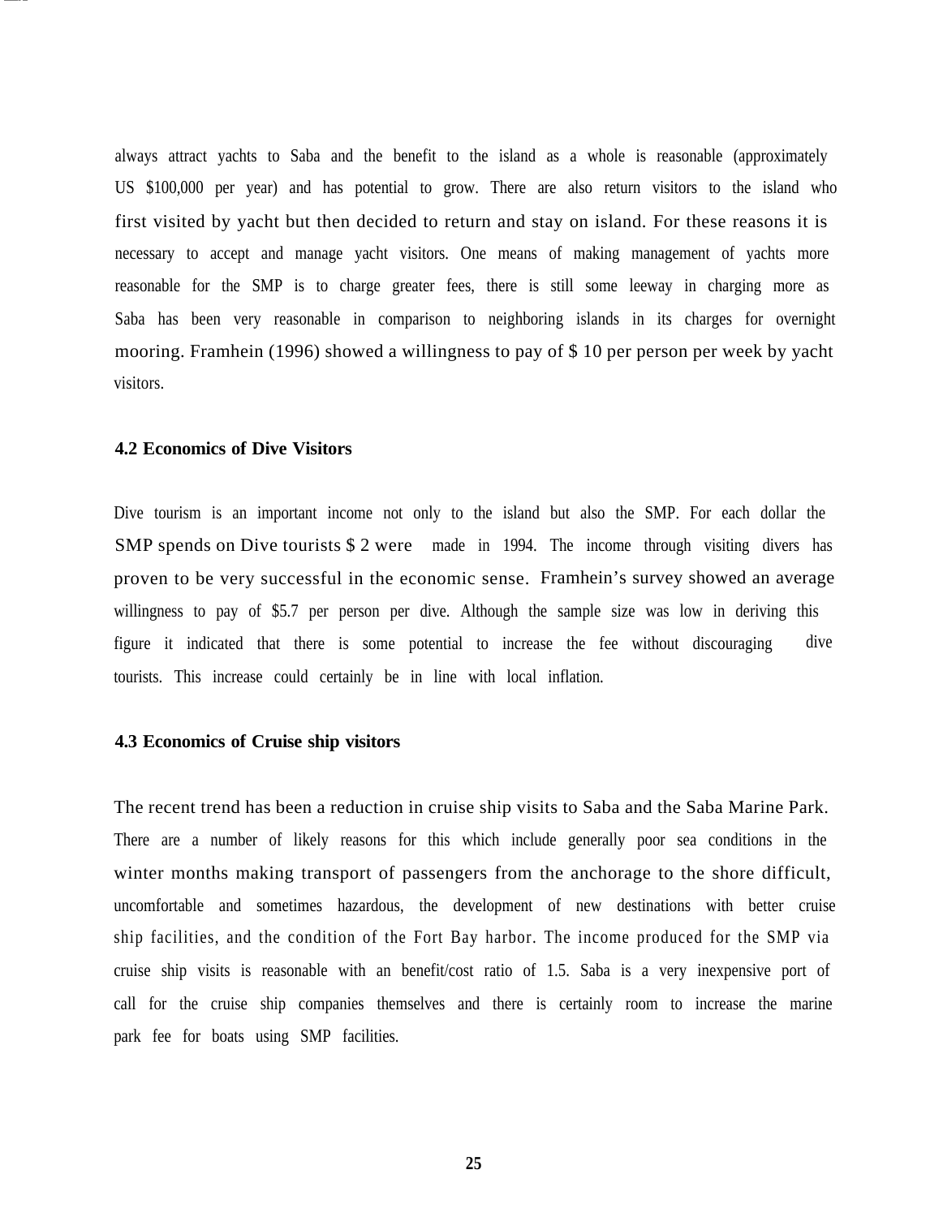always attract yachts to Saba and the benefit to the island as a whole is reasonable (approximately US $100,000 per year) and has potential to grow. There are also return visitors to the island who first visited by yacht but then decided to return and stay on island. For these reasons it is necessary to accept and manage yacht visitors. One means of making management of yachts more reasonable for the SMP is to charge greater fees, there is still some leeway in charging more as Saba has been very reasonable in comparison to neighboring islands in its charges for overnight mooring. Framhein (1996) showed a willingness to pay of $ 10 per person per week by yacht visitors.

### 4.2 Economics of Dive Visitors

Dive tourism is an important income not only to the island but also the SMP. For each dollar the SMP spends on Dive tourists $ 2 were made in 1994. The income through visiting divers has proven to be very successful in the economic sense. Framhein's survey showed an average willingness to pay of $5.7 per person per dive. Although the sample size was low in deriving this figure it indicated that there is some potential to increase the fee without discouraging dive tourists. This increase could certainly be in line with local inflation.

### 4.3 Economics of Cruise ship visitors

The recent trend has been a reduction in cruise ship visits to Saba and the Saba Marine Park. There are a number of likely reasons for this which include generally poor sea conditions in the winter months making transport of passengers from the anchorage to the shore difficult, uncomfortable and sometimes hazardous, the development of new destinations with better cruise ship facilities, and the condition of the Fort Bay harbor. The income produced for the SMP via cruise ship visits is reasonable with an benefit/cost ratio of 1.5. Saba is a very inexpensive port of call for the cruise ship companies themselves and there is certainly room to increase the marine park fee for boats using SMP facilities.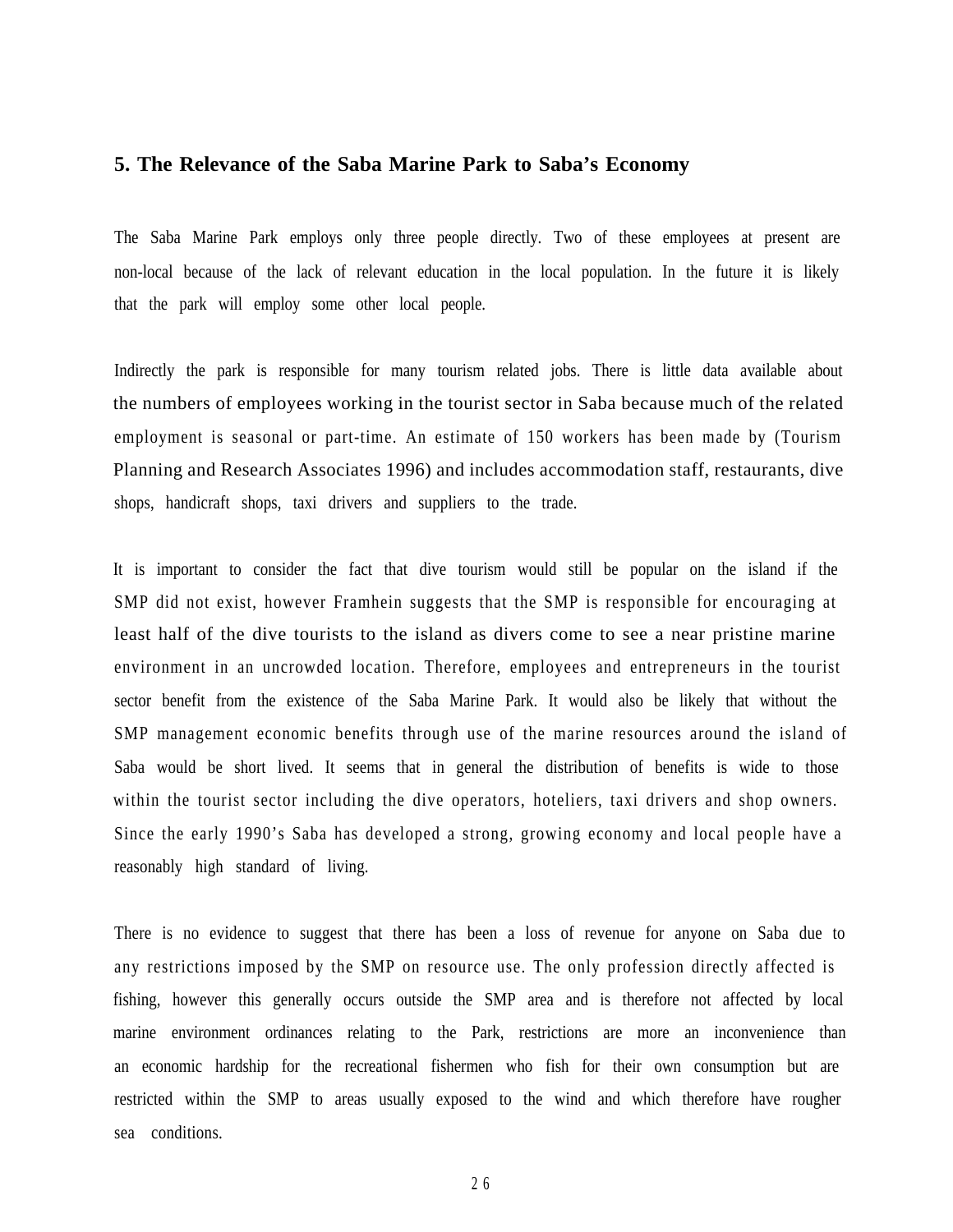## 5. The Relevance of the Saba Marine Park to Saba's Economy

The Saba Marine Park employs only three people directly. Two of these employees at present are non-local because of the lack of relevant education in the local population. In the future it is likely that the park will employ some other local people.

Indirectly the park is responsible for many tourism related jobs. There is little data available about the numbers of employees working in the tourist sector in Saba because much of the related employment is seasonal or part-time. An estimate of 150 workers has been made by (Tourism Planning and Research Associates 1996) and includes accommodation staff, restaurants, dive shops, handicraft shops, taxi drivers and suppliers to the trade.

It is important to consider the fact that dive tourism would still be popular on the island if the SMP did not exist, however Framhein suggests that the SMP is responsible for encouraging at least half of the dive tourists to the island as divers come to see a near pristine marine environment in an uncrowded location. Therefore, employees and entrepreneurs in the tourist sector benefit from the existence of the Saba Marine Park. It would also be likely that without the SMP management economic benefits through use of the marine resources around the island of Saba would be short lived. It seems that in general the distribution of benefits is wide to those within the tourist sector including the dive operators, hoteliers, taxi drivers and shop owners. Since the early 1990's Saba has developed a strong, growing economy and local people have a reasonably high standard of living.

There is no evidence to suggest that there has been a loss of revenue for anyone on Saba due to any restrictions imposed by the SMP on resource use. The only profession directly affected is fishing, however this generally occurs outside the SMP area and is therefore not affected by local marine environment ordinances relating to the Park, restrictions are more an inconvenience than an economic hardship for the recreational fishermen who fish for their own consumption but are restricted within the SMP to areas usually exposed to the wind and which therefore have rougher sea conditions.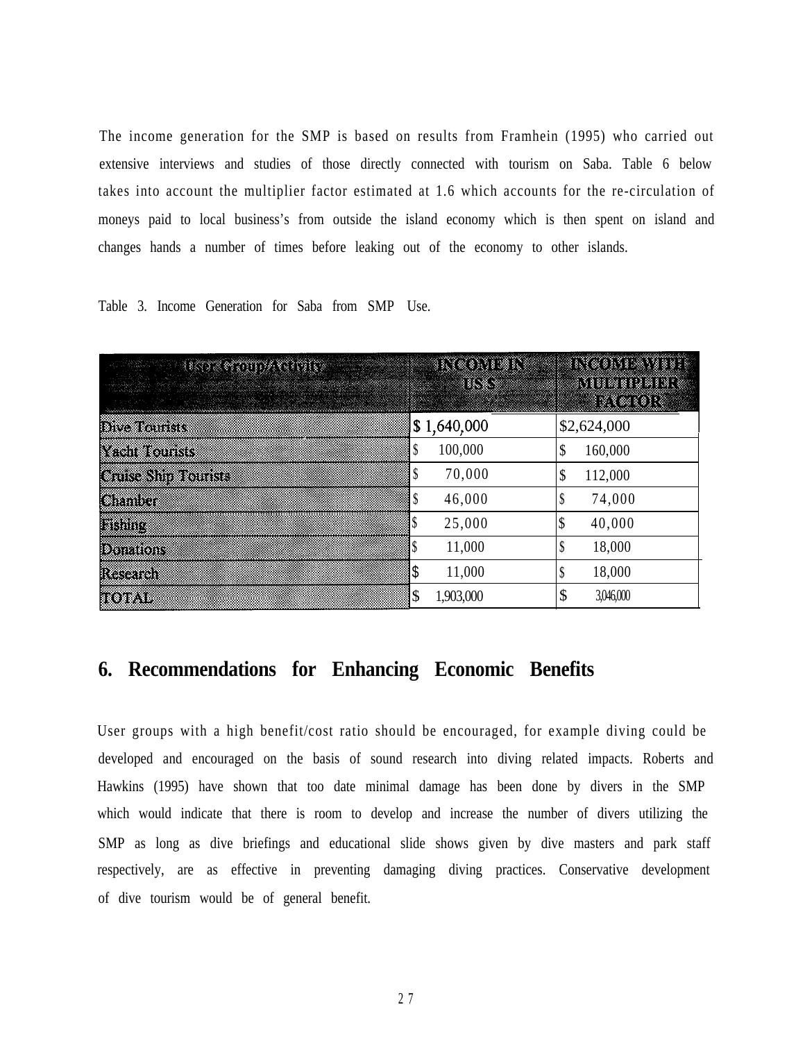The income generation for the SMP is based on results from Framhein (1995) who carried out extensive interviews and studies of those directly connected with tourism on Saba. Table 6 below takes into account the multiplier factor estimated at 1.6 which accounts for the re-circulation of moneys paid to local business's from outside the island economy which is then spent on island and changes hands a number of times before leaking out of the economy to other islands.

Table 3. Income Generation for Saba from SMP Use.

| User Group/Activity | INCOME IN US $ | INCOME WITH MULTIPLIER FACTOR |
|---|---|---|
| Dive Tourists | $ 1,640,000 | $2,624,000 |
| Yacht Tourists | $ 100,000 | $ 160,000 |
| Cruise Ship Tourists | $ 70,000 | $ 112,000 |
| Chamber | $ 46,000 | $ 74,000 |
| Fishing | $ 25,000 | $ 40,000 |
| Donations | $ 11,000 | $ 18,000 |
| Research | $ 11,000 | $ 18,000 |
| TOTAL | $ 1,903,000 | $ 3,046,000 |

## 6. Recommendations for Enhancing Economic Benefits

User groups with a high benefit/cost ratio should be encouraged, for example diving could be developed and encouraged on the basis of sound research into diving related impacts. Roberts and Hawkins (1995) have shown that too date minimal damage has been done by divers in the SMP which would indicate that there is room to develop and increase the number of divers utilizing the SMP as long as dive briefings and educational slide shows given by dive masters and park staff respectively, are as effective in preventing damaging diving practices. Conservative development of dive tourism would be of general benefit.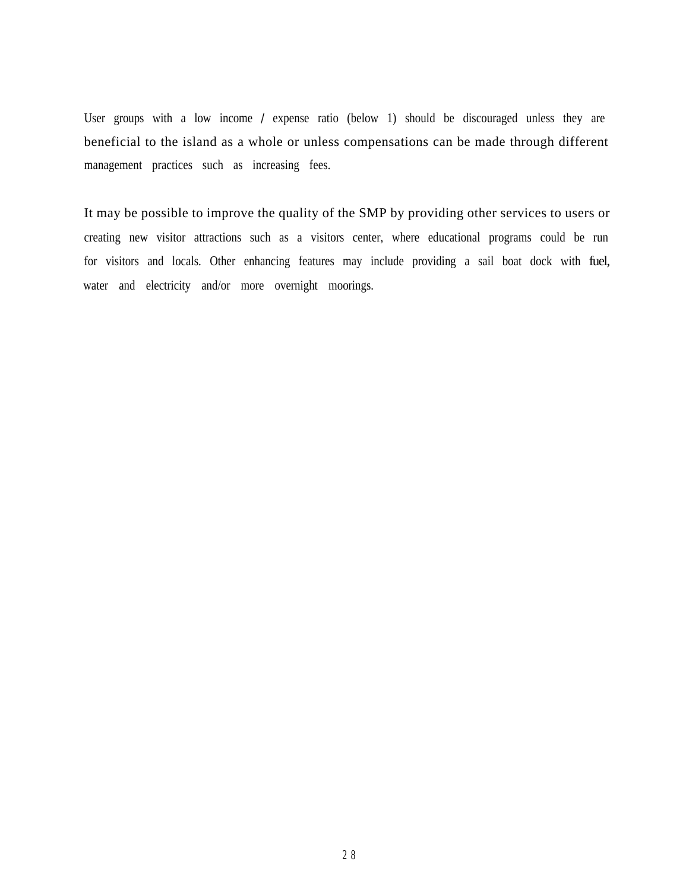User groups with a low income / expense ratio (below 1) should be discouraged unless they are beneficial to the island as a whole or unless compensations can be made through different management practices such as increasing fees.

It may be possible to improve the quality of the SMP by providing other services to users or creating new visitor attractions such as a visitors center, where educational programs could be run for visitors and locals. Other enhancing features may include providing a sail boat dock with fuel, water and electricity and/or more overnight moorings.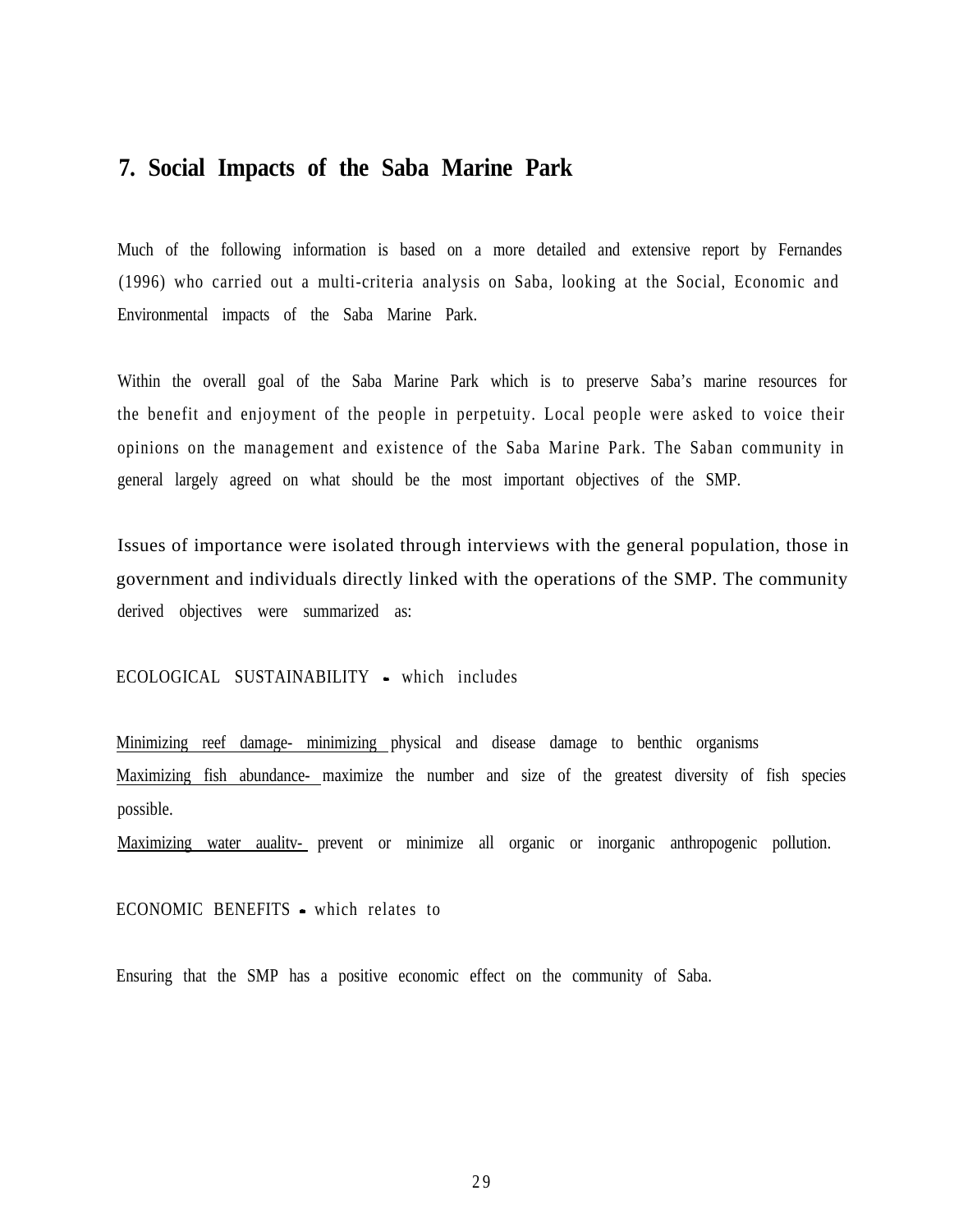# 7. Social Impacts of the Saba Marine Park

Much of the following information is based on a more detailed and extensive report by Fernandes (1996) who carried out a multi-criteria analysis on Saba, looking at the Social, Economic and Environmental impacts of the Saba Marine Park.

Within the overall goal of the Saba Marine Park which is to preserve Saba's marine resources for the benefit and enjoyment of the people in perpetuity. Local people were asked to voice their opinions on the management and existence of the Saba Marine Park. The Saban community in general largely agreed on what should be the most important objectives of the SMP.

Issues of importance were isolated through interviews with the general population, those in government and individuals directly linked with the operations of the SMP. The community derived objectives were summarized as:

ECOLOGICAL SUSTAINABILITY - which includes

Minimizing reef damage- minimizing physical and disease damage to benthic organisms
Maximizing fish abundance- maximize the number and size of the greatest diversity of fish species possible.
Maximizing water aualitv- prevent or minimize all organic or inorganic anthropogenic pollution.

ECONOMIC BENEFITS - which relates to

Ensuring that the SMP has a positive economic effect on the community of Saba.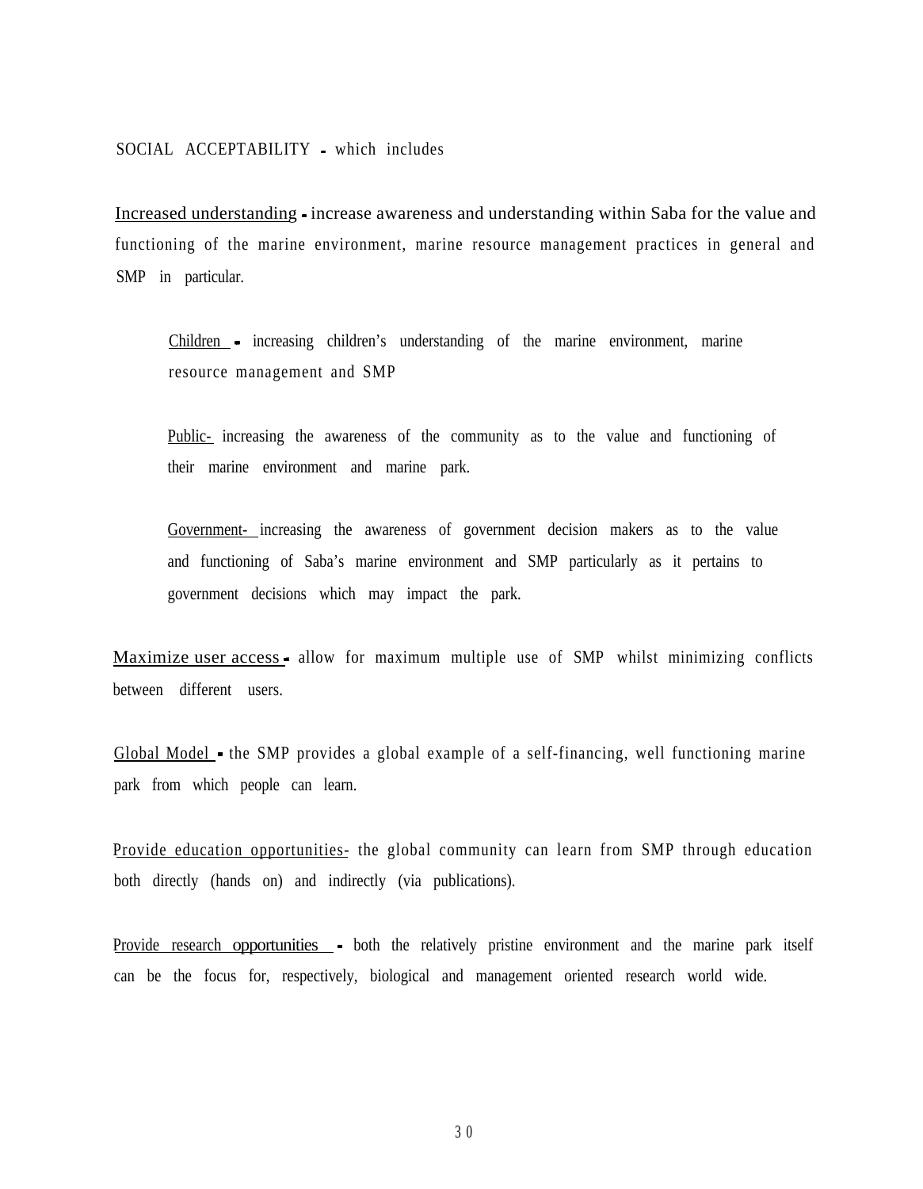SOCIAL ACCEPTABILITY - which includes

Increased understanding - increase awareness and understanding within Saba for the value and functioning of the marine environment, marine resource management practices in general and SMP in particular.

> Children - increasing children's understanding of the marine environment, marine resource management and SMP
>
> Public- increasing the awareness of the community as to the value and functioning of their marine environment and marine park.
>
> Government- increasing the awareness of government decision makers as to the value and functioning of Saba's marine environment and SMP particularly as it pertains to government decisions which may impact the park.

Maximize user access - allow for maximum multiple use of SMP whilst minimizing conflicts between different users.

Global Model - the SMP provides a global example of a self-financing, well functioning marine park from which people can learn.

Provide education opportunities- the global community can learn from SMP through education both directly (hands on) and indirectly (via publications).

Provide research opportunities - both the relatively pristine environment and the marine park itself can be the focus for, respectively, biological and management oriented research world wide.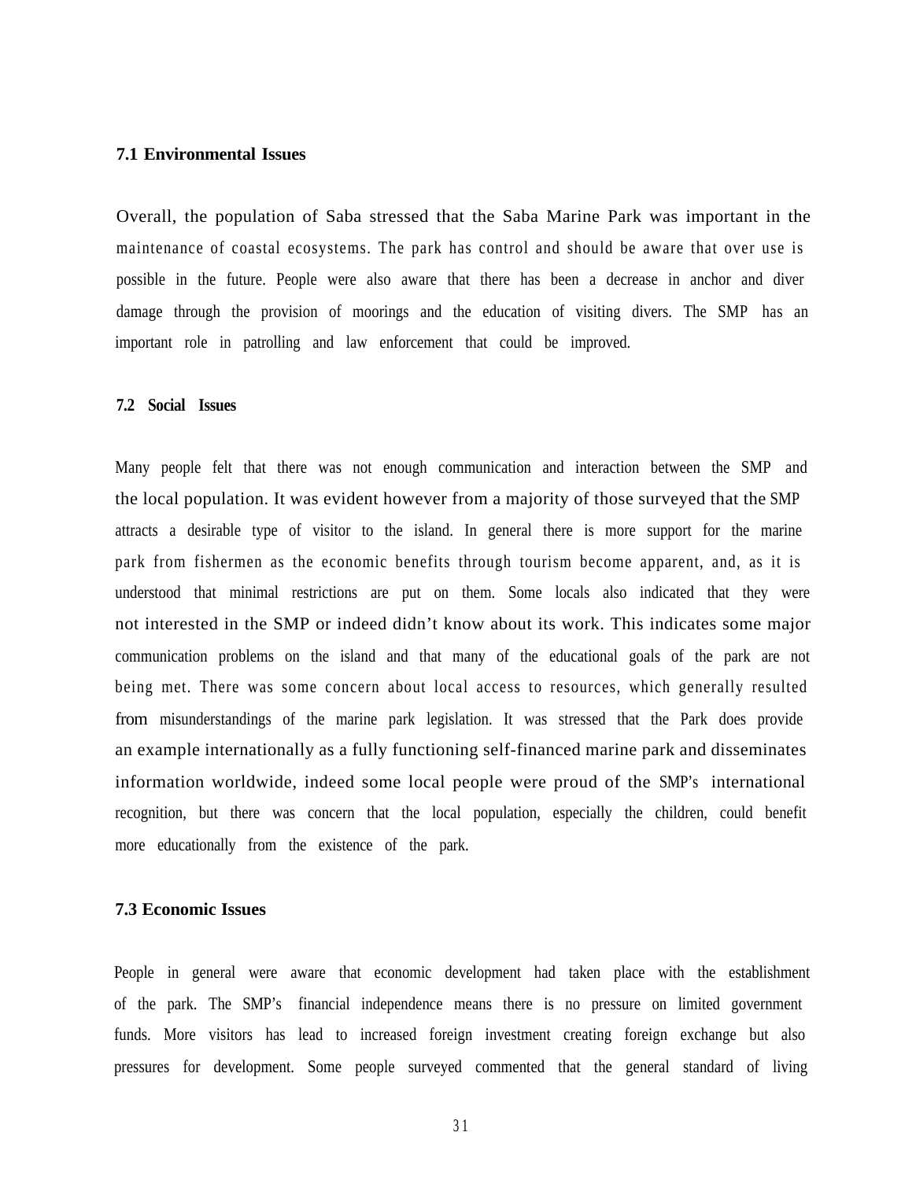### 7.1 Environmental Issues

Overall, the population of Saba stressed that the Saba Marine Park was important in the maintenance of coastal ecosystems. The park has control and should be aware that over use is possible in the future. People were also aware that there has been a decrease in anchor and diver damage through the provision of moorings and the education of visiting divers. The SMP has an important role in patrolling and law enforcement that could be improved.

### 7.2 Social Issues

Many people felt that there was not enough communication and interaction between the SMP and the local population. It was evident however from a majority of those surveyed that the SMP attracts a desirable type of visitor to the island. In general there is more support for the marine park from fishermen as the economic benefits through tourism become apparent, and, as it is understood that minimal restrictions are put on them. Some locals also indicated that they were not interested in the SMP or indeed didn't know about its work. This indicates some major communication problems on the island and that many of the educational goals of the park are not being met. There was some concern about local access to resources, which generally resulted from misunderstandings of the marine park legislation. It was stressed that the Park does provide an example internationally as a fully functioning self-financed marine park and disseminates information worldwide, indeed some local people were proud of the SMP's international recognition, but there was concern that the local population, especially the children, could benefit more educationally from the existence of the park.

### 7.3 Economic Issues

People in general were aware that economic development had taken place with the establishment of the park. The SMP's financial independence means there is no pressure on limited government funds. More visitors has lead to increased foreign investment creating foreign exchange but also pressures for development. Some people surveyed commented that the general standard of living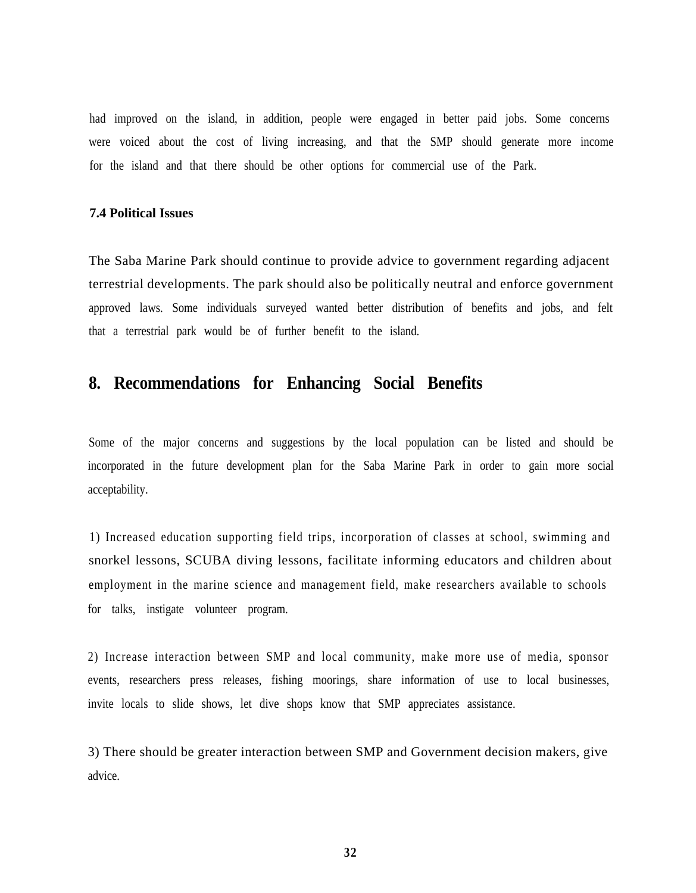had improved on the island, in addition, people were engaged in better paid jobs. Some concerns were voiced about the cost of living increasing, and that the SMP should generate more income for the island and that there should be other options for commercial use of the Park.

### 7.4 Political Issues

The Saba Marine Park should continue to provide advice to government regarding adjacent terrestrial developments. The park should also be politically neutral and enforce government approved laws. Some individuals surveyed wanted better distribution of benefits and jobs, and felt that a terrestrial park would be of further benefit to the island.

## 8. Recommendations for Enhancing Social Benefits

Some of the major concerns and suggestions by the local population can be listed and should be incorporated in the future development plan for the Saba Marine Park in order to gain more social acceptability.

1) Increased education supporting field trips, incorporation of classes at school, swimming and snorkel lessons, SCUBA diving lessons, facilitate informing educators and children about employment in the marine science and management field, make researchers available to schools for talks, instigate volunteer program.

2) Increase interaction between SMP and local community, make more use of media, sponsor events, researchers press releases, fishing moorings, share information of use to local businesses, invite locals to slide shows, let dive shops know that SMP appreciates assistance.

3) There should be greater interaction between SMP and Government decision makers, give advice.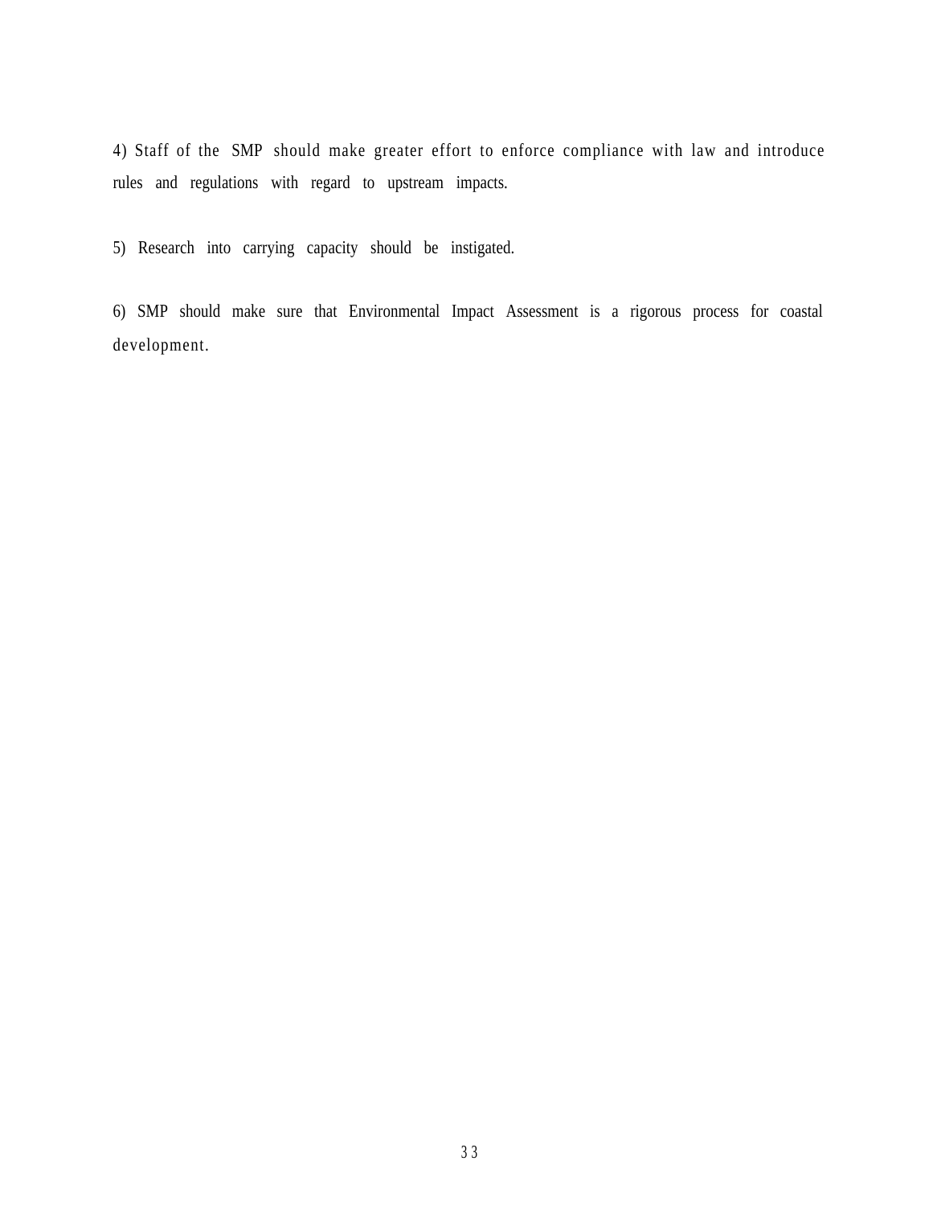4) Staff of the SMP should make greater effort to enforce compliance with law and introduce rules and regulations with regard to upstream impacts.

5) Research into carrying capacity should be instigated.

6) SMP should make sure that Environmental Impact Assessment is a rigorous process for coastal development.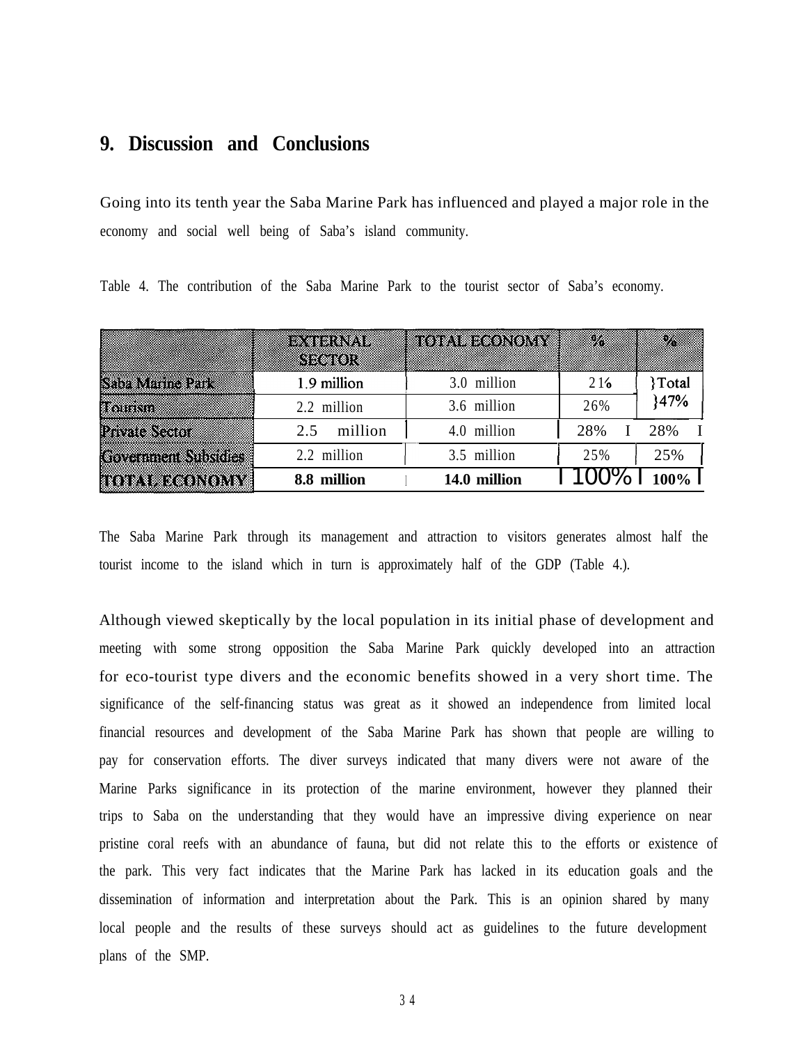## 9. Discussion and Conclusions

Going into its tenth year the Saba Marine Park has influenced and played a major role in the economy and social well being of Saba's island community.

Table 4. The contribution of the Saba Marine Park to the tourist sector of Saba's economy.

| | EXTERNAL SECTOR | TOTAL ECONOMY | % | % |
|---|---|---|---|---|
| Saba Marine Park | 1.9 million | 3.0 million | 21% | }Total |
| Tourism | 2.2 million | 3.6 million | 26% | }47% |
| Private Sector | 2.5 million | 4.0 million | 28% | 28% |
| Government Subsidies | 2.2 million | 3.5 million | 25% | 25% |
| TOTAL ECONOMY | **8.8 million** | **14.0 million** | 100% | **100%** |

The Saba Marine Park through its management and attraction to visitors generates almost half the tourist income to the island which in turn is approximately half of the GDP (Table 4.).

Although viewed skeptically by the local population in its initial phase of development and meeting with some strong opposition the Saba Marine Park quickly developed into an attraction for eco-tourist type divers and the economic benefits showed in a very short time. The significance of the self-financing status was great as it showed an independence from limited local financial resources and development of the Saba Marine Park has shown that people are willing to pay for conservation efforts. The diver surveys indicated that many divers were not aware of the Marine Parks significance in its protection of the marine environment, however they planned their trips to Saba on the understanding that they would have an impressive diving experience on near pristine coral reefs with an abundance of fauna, but did not relate this to the efforts or existence of the park. This very fact indicates that the Marine Park has lacked in its education goals and the dissemination of information and interpretation about the Park. This is an opinion shared by many local people and the results of these surveys should act as guidelines to the future development plans of the SMP.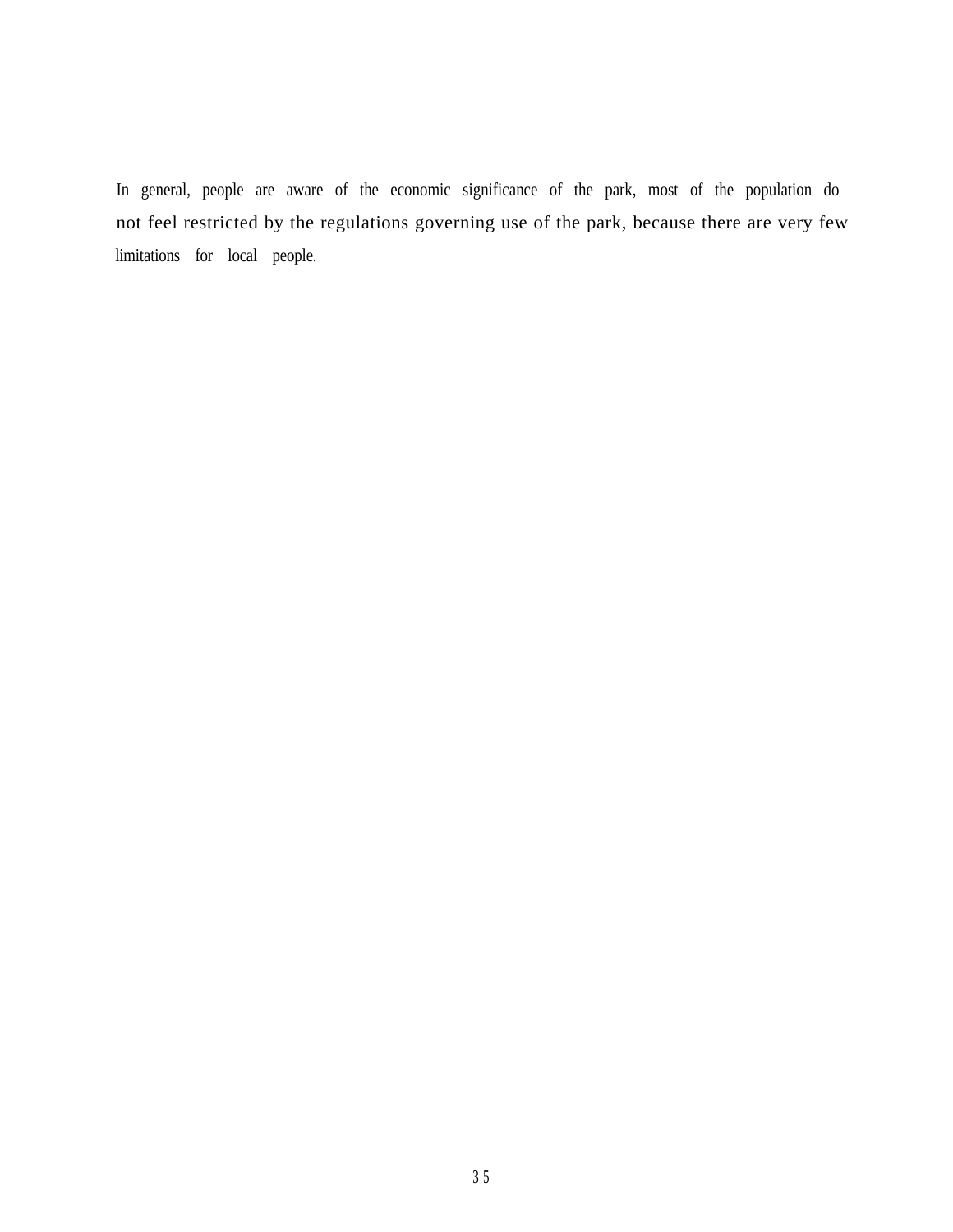In general, people are aware of the economic significance of the park, most of the population do not feel restricted by the regulations governing use of the park, because there are very few limitations for local people.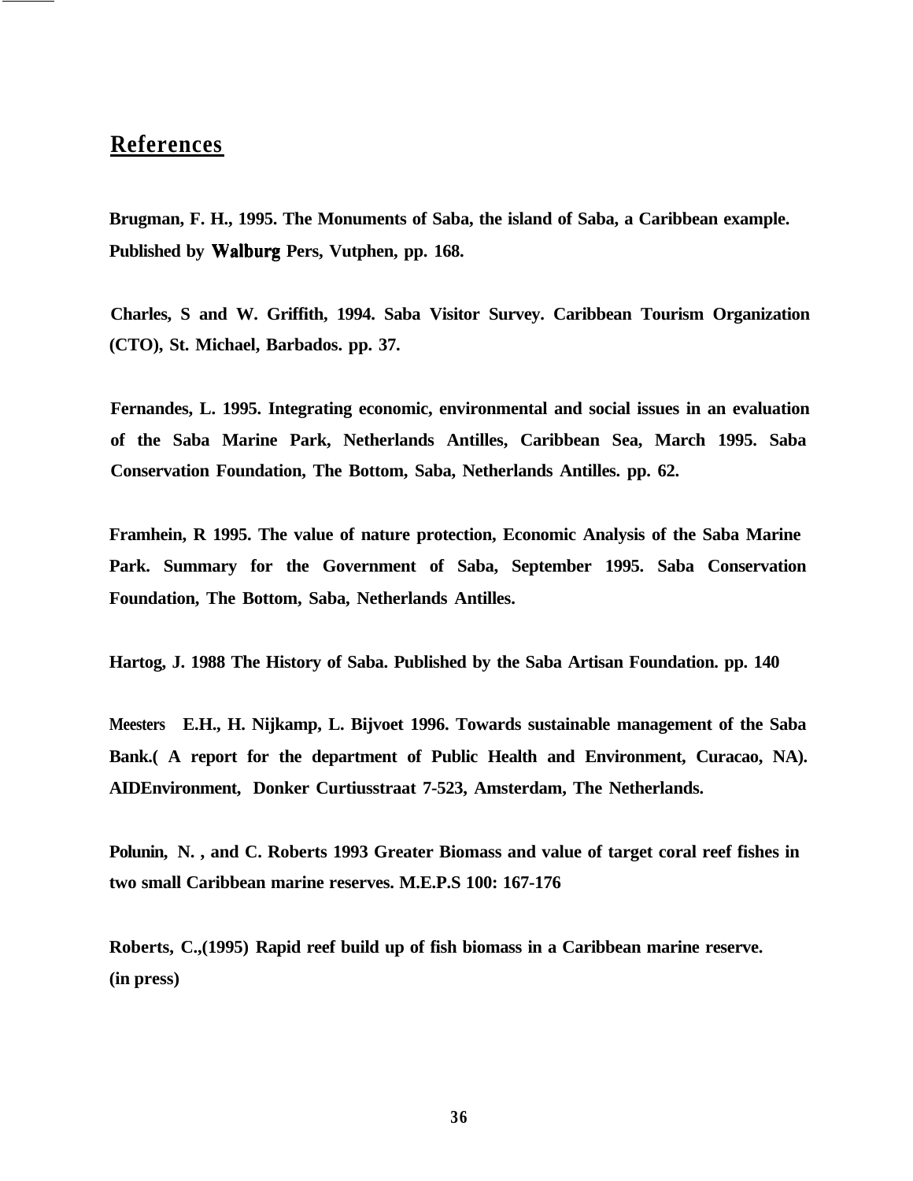## References

Brugman, F. H., 1995. The Monuments of Saba, the island of Saba, a Caribbean example. Published by Walburg Pers, Vutphen, pp. 168.

Charles, S and W. Griffith, 1994. Saba Visitor Survey. Caribbean Tourism Organization (CTO), St. Michael, Barbados. pp. 37.

Fernandes, L. 1995. Integrating economic, environmental and social issues in an evaluation of the Saba Marine Park, Netherlands Antilles, Caribbean Sea, March 1995. Saba Conservation Foundation, The Bottom, Saba, Netherlands Antilles. pp. 62.

Framhein, R 1995. The value of nature protection, Economic Analysis of the Saba Marine Park. Summary for the Government of Saba, September 1995. Saba Conservation Foundation, The Bottom, Saba, Netherlands Antilles.

Hartog, J. 1988 The History of Saba. Published by the Saba Artisan Foundation. pp. 140

Meesters E.H., H. Nijkamp, L. Bijvoet 1996. Towards sustainable management of the Saba Bank.( A report for the department of Public Health and Environment, Curacao, NA). AIDEnvironment, Donker Curtiusstraat 7-523, Amsterdam, The Netherlands.

Polunin, N. , and C. Roberts 1993 Greater Biomass and value of target coral reef fishes in two small Caribbean marine reserves. M.E.P.S 100: 167-176

Roberts, C.,(1995) Rapid reef build up of fish biomass in a Caribbean marine reserve. (in press)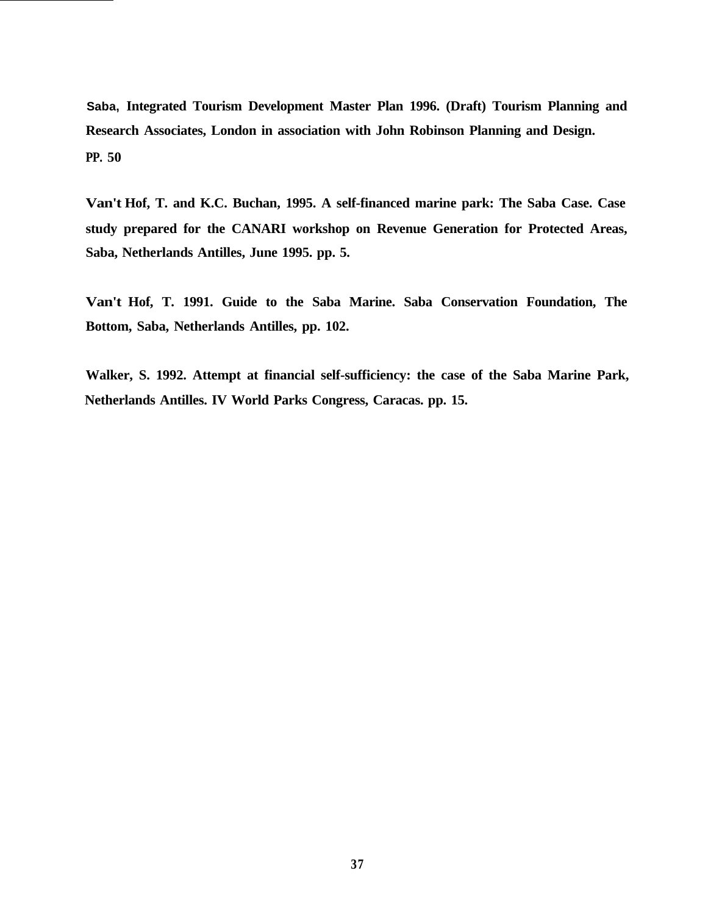**Saba, Integrated Tourism Development Master Plan 1996. (Draft) Tourism Planning and Research Associates, London in association with John Robinson Planning and Design. PP. 50**

**Van't Hof, T. and K.C. Buchan, 1995. A self-financed marine park: The Saba Case. Case study prepared for the CANARI workshop on Revenue Generation for Protected Areas, Saba, Netherlands Antilles, June 1995. pp. 5.**

**Van't Hof, T. 1991. Guide to the Saba Marine. Saba Conservation Foundation, The Bottom, Saba, Netherlands Antilles, pp. 102.**

**Walker, S. 1992. Attempt at financial self-sufficiency: the case of the Saba Marine Park, Netherlands Antilles. IV World Parks Congress, Caracas. pp. 15.**